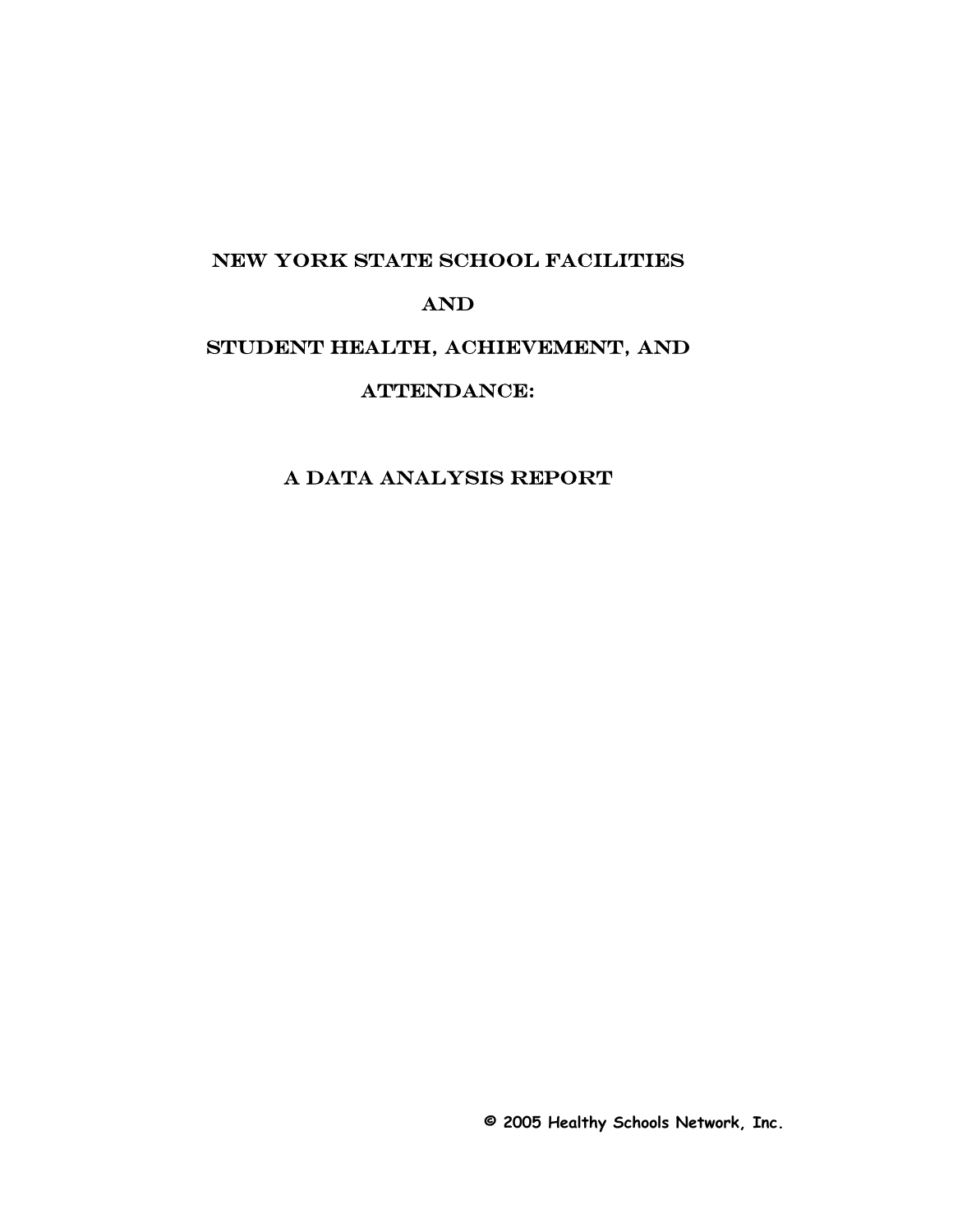# NEW YORK STATE SCHOOL FACILITIES

# AND

# STUDENT HEALTH, ACHIEVEMENT, AND ATTENDANCE:

## A DATA ANALYSIS REPORT

**© 2005 Healthy Schools Network, Inc.**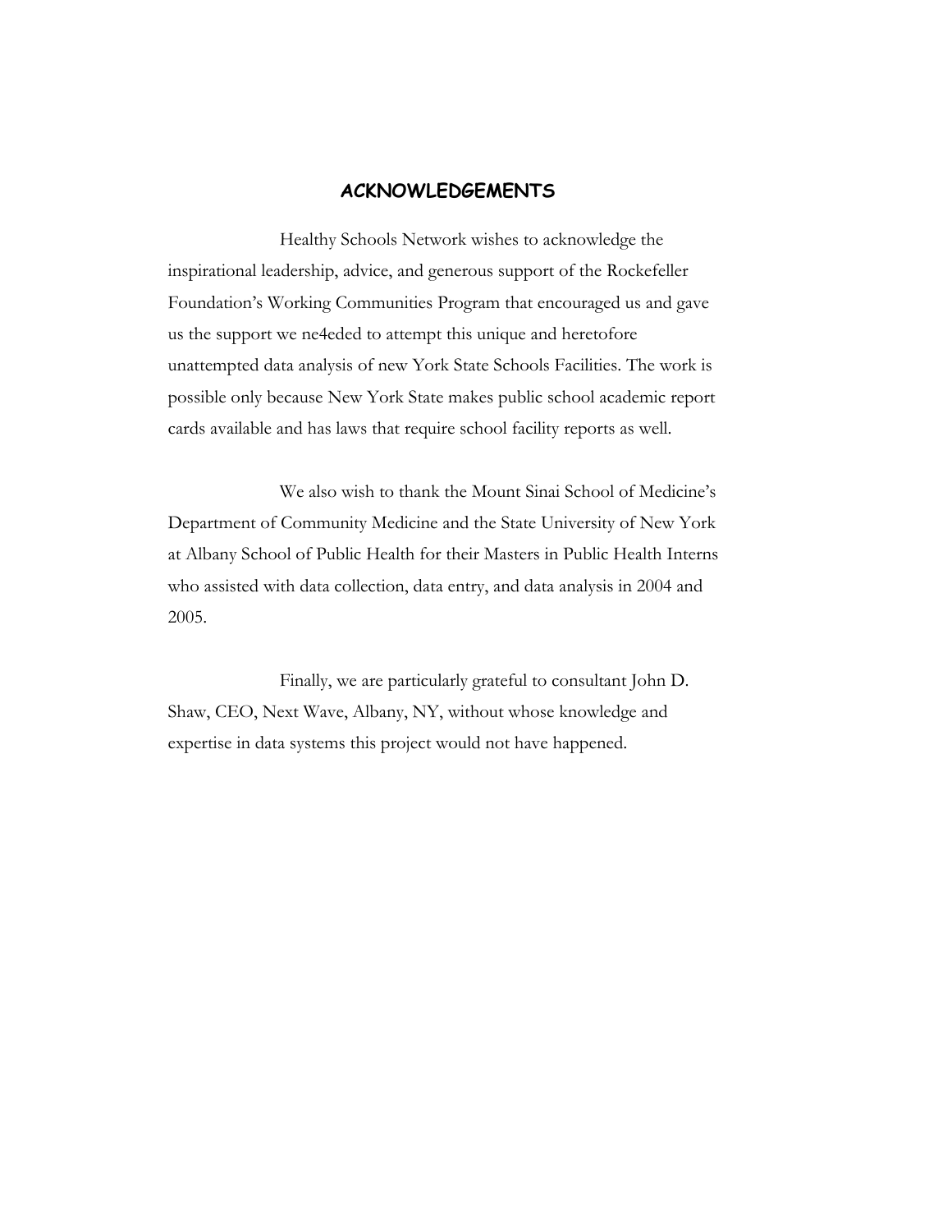## ACKNOWLEDGEMENTS

Healthy Schools Network wishes to acknowledge the inspirational leadership, advice, and generous support of the Rockefeller Foundation's Working Communities Program that encouraged us and gave us the support we ne4eded to attempt this unique and heretofore unattempted data analysis of new York State Schools Facilities. The work is possible only because New York State makes public school academic report cards available and has laws that require school facility reports as well.

We also wish to thank the Mount Sinai School of Medicine's Department of Community Medicine and the State University of New York at Albany School of Public Health for their Masters in Public Health Interns who assisted with data collection, data entry, and data analysis in 2004 and 2005.

Finally, we are particularly grateful to consultant John D. Shaw, CEO, Next Wave, Albany, NY, without whose knowledge and expertise in data systems this project would not have happened.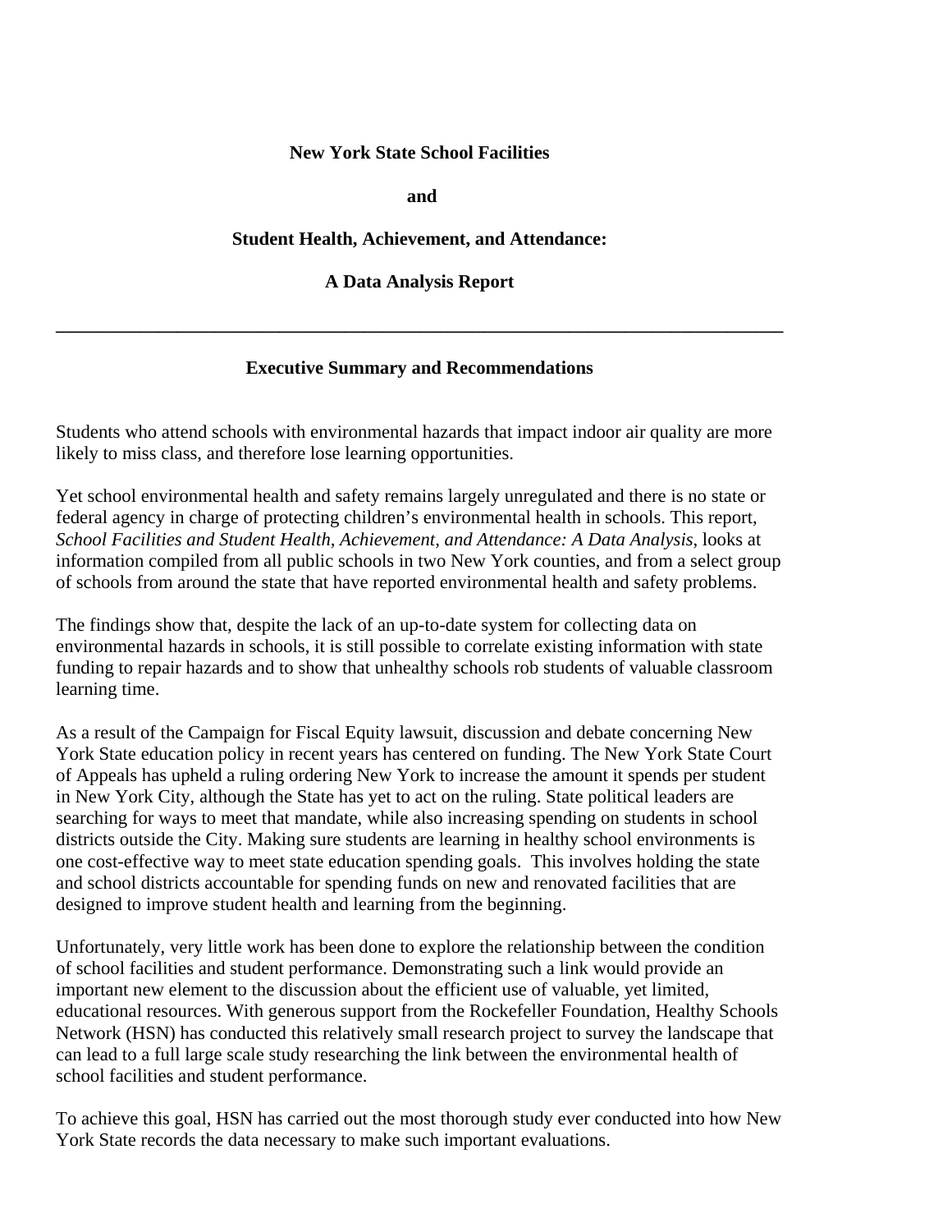**New York State School Facilities**

**and**

**Student Health, Achievement, and Attendance:**

**A Data Analysis Report**

---

## Executive Summary and Recommendations

Students who attend schools with environmental hazards that impact indoor air quality are more likely to miss class, and therefore lose learning opportunities.

Yet school environmental health and safety remains largely unregulated and there is no state or federal agency in charge of protecting children's environmental health in schools. This report, *School Facilities and Student Health, Achievement, and Attendance: A Data Analysis*, looks at information compiled from all public schools in two New York counties, and from a select group of schools from around the state that have reported environmental health and safety problems.

The findings show that, despite the lack of an up-to-date system for collecting data on environmental hazards in schools, it is still possible to correlate existing information with state funding to repair hazards and to show that unhealthy schools rob students of valuable classroom learning time.

As a result of the Campaign for Fiscal Equity lawsuit, discussion and debate concerning New York State education policy in recent years has centered on funding. The New York State Court of Appeals has upheld a ruling ordering New York to increase the amount it spends per student in New York City, although the State has yet to act on the ruling. State political leaders are searching for ways to meet that mandate, while also increasing spending on students in school districts outside the City. Making sure students are learning in healthy school environments is one cost-effective way to meet state education spending goals. This involves holding the state and school districts accountable for spending funds on new and renovated facilities that are designed to improve student health and learning from the beginning.

Unfortunately, very little work has been done to explore the relationship between the condition of school facilities and student performance. Demonstrating such a link would provide an important new element to the discussion about the efficient use of valuable, yet limited, educational resources. With generous support from the Rockefeller Foundation, Healthy Schools Network (HSN) has conducted this relatively small research project to survey the landscape that can lead to a full large scale study researching the link between the environmental health of school facilities and student performance.

To achieve this goal, HSN has carried out the most thorough study ever conducted into how New York State records the data necessary to make such important evaluations.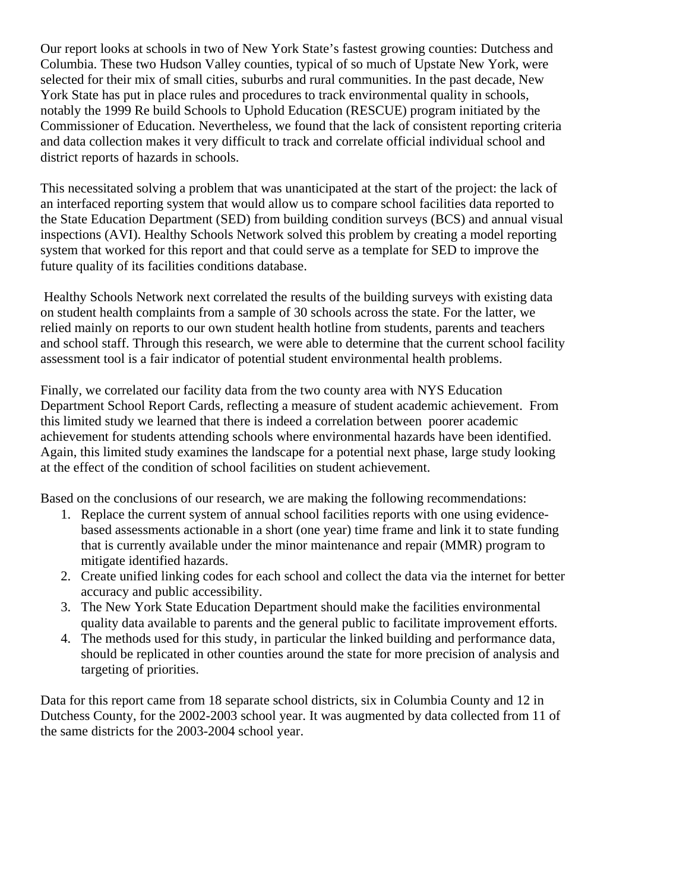Our report looks at schools in two of New York State's fastest growing counties: Dutchess and Columbia. These two Hudson Valley counties, typical of so much of Upstate New York, were selected for their mix of small cities, suburbs and rural communities. In the past decade, New York State has put in place rules and procedures to track environmental quality in schools, notably the 1999 Re build Schools to Uphold Education (RESCUE) program initiated by the Commissioner of Education. Nevertheless, we found that the lack of consistent reporting criteria and data collection makes it very difficult to track and correlate official individual school and district reports of hazards in schools.

This necessitated solving a problem that was unanticipated at the start of the project: the lack of an interfaced reporting system that would allow us to compare school facilities data reported to the State Education Department (SED) from building condition surveys (BCS) and annual visual inspections (AVI). Healthy Schools Network solved this problem by creating a model reporting system that worked for this report and that could serve as a template for SED to improve the future quality of its facilities conditions database.

Healthy Schools Network next correlated the results of the building surveys with existing data on student health complaints from a sample of 30 schools across the state. For the latter, we relied mainly on reports to our own student health hotline from students, parents and teachers and school staff. Through this research, we were able to determine that the current school facility assessment tool is a fair indicator of potential student environmental health problems.

Finally, we correlated our facility data from the two county area with NYS Education Department School Report Cards, reflecting a measure of student academic achievement. From this limited study we learned that there is indeed a correlation between poorer academic achievement for students attending schools where environmental hazards have been identified. Again, this limited study examines the landscape for a potential next phase, large study looking at the effect of the condition of school facilities on student achievement.

Based on the conclusions of our research, we are making the following recommendations:

1. Replace the current system of annual school facilities reports with one using evidence-based assessments actionable in a short (one year) time frame and link it to state funding that is currently available under the minor maintenance and repair (MMR) program to mitigate identified hazards.
2. Create unified linking codes for each school and collect the data via the internet for better accuracy and public accessibility.
3. The New York State Education Department should make the facilities environmental quality data available to parents and the general public to facilitate improvement efforts.
4. The methods used for this study, in particular the linked building and performance data, should be replicated in other counties around the state for more precision of analysis and targeting of priorities.

Data for this report came from 18 separate school districts, six in Columbia County and 12 in Dutchess County, for the 2002-2003 school year. It was augmented by data collected from 11 of the same districts for the 2003-2004 school year.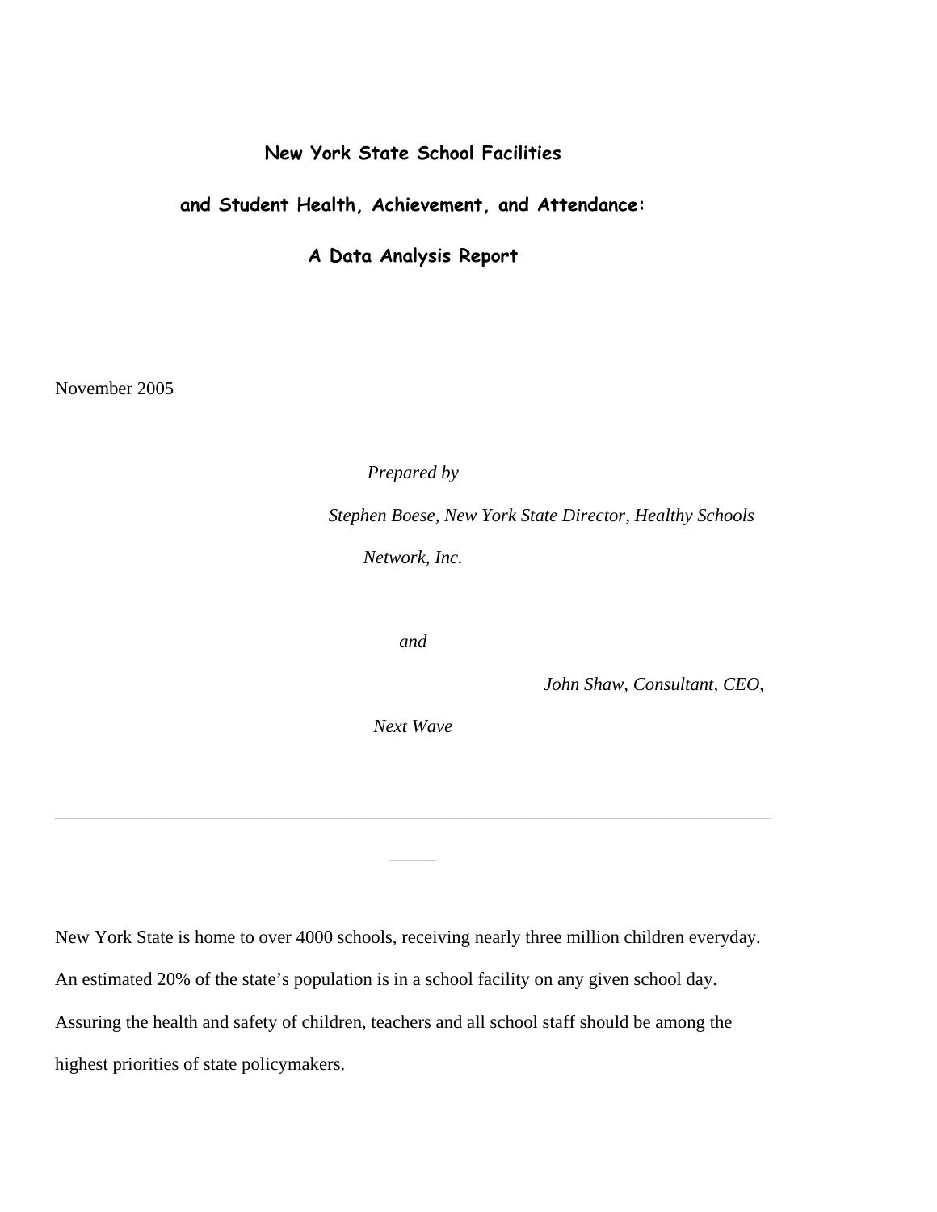# New York State School Facilities

# and Student Health, Achievement, and Attendance:

# A Data Analysis Report

November 2005

*Prepared by*

*Stephen Boese, New York State Director, Healthy Schools Network, Inc.*

*and*

*John Shaw, Consultant, CEO, Next Wave*

---

New York State is home to over 4000 schools, receiving nearly three million children everyday. An estimated 20% of the state's population is in a school facility on any given school day. Assuring the health and safety of children, teachers and all school staff should be among the highest priorities of state policymakers.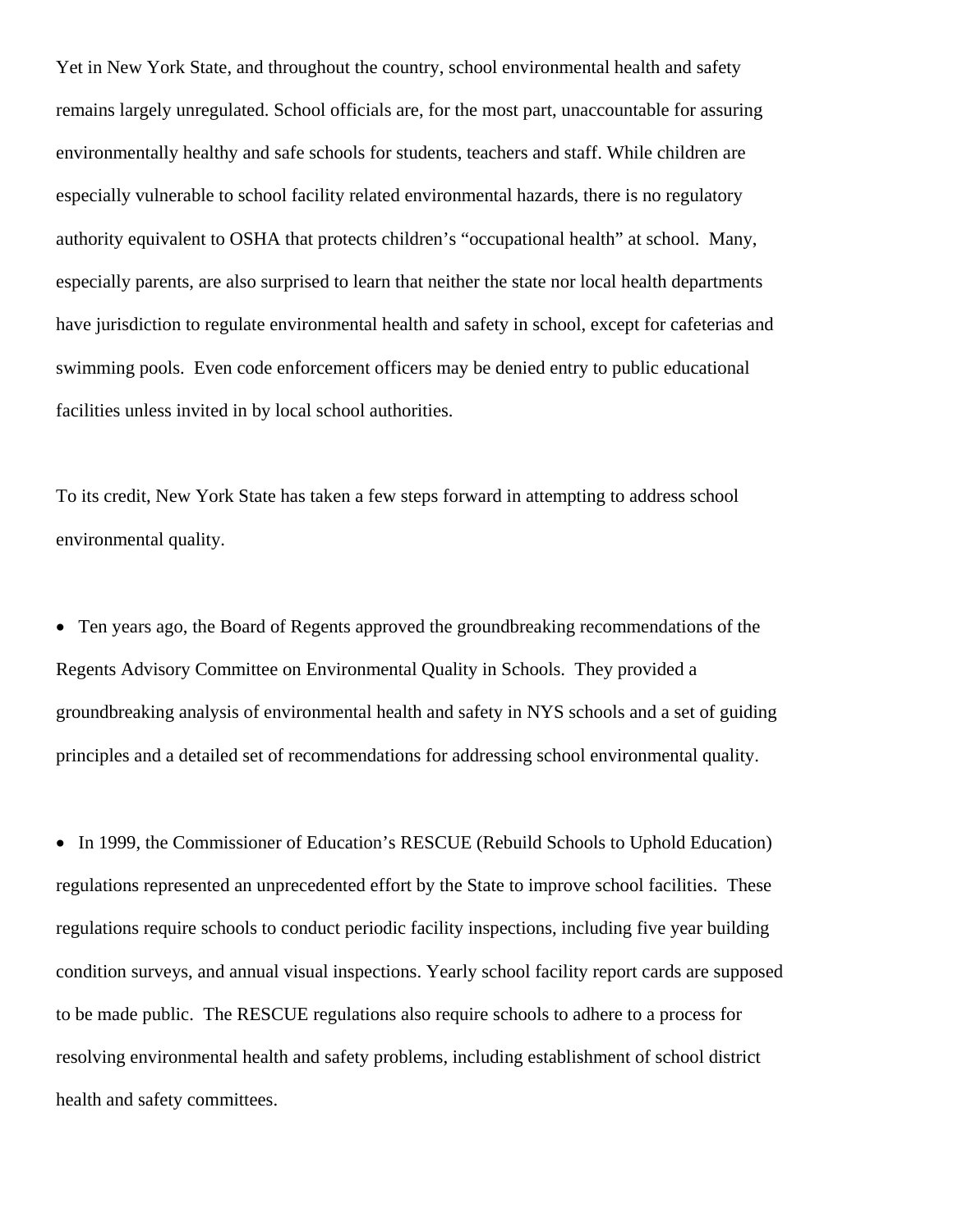Yet in New York State, and throughout the country, school environmental health and safety remains largely unregulated. School officials are, for the most part, unaccountable for assuring environmentally healthy and safe schools for students, teachers and staff. While children are especially vulnerable to school facility related environmental hazards, there is no regulatory authority equivalent to OSHA that protects children's "occupational health" at school. Many, especially parents, are also surprised to learn that neither the state nor local health departments have jurisdiction to regulate environmental health and safety in school, except for cafeterias and swimming pools. Even code enforcement officers may be denied entry to public educational facilities unless invited in by local school authorities.

To its credit, New York State has taken a few steps forward in attempting to address school environmental quality.

- Ten years ago, the Board of Regents approved the groundbreaking recommendations of the Regents Advisory Committee on Environmental Quality in Schools. They provided a groundbreaking analysis of environmental health and safety in NYS schools and a set of guiding principles and a detailed set of recommendations for addressing school environmental quality.

- In 1999, the Commissioner of Education's RESCUE (Rebuild Schools to Uphold Education) regulations represented an unprecedented effort by the State to improve school facilities. These regulations require schools to conduct periodic facility inspections, including five year building condition surveys, and annual visual inspections. Yearly school facility report cards are supposed to be made public. The RESCUE regulations also require schools to adhere to a process for resolving environmental health and safety problems, including establishment of school district health and safety committees.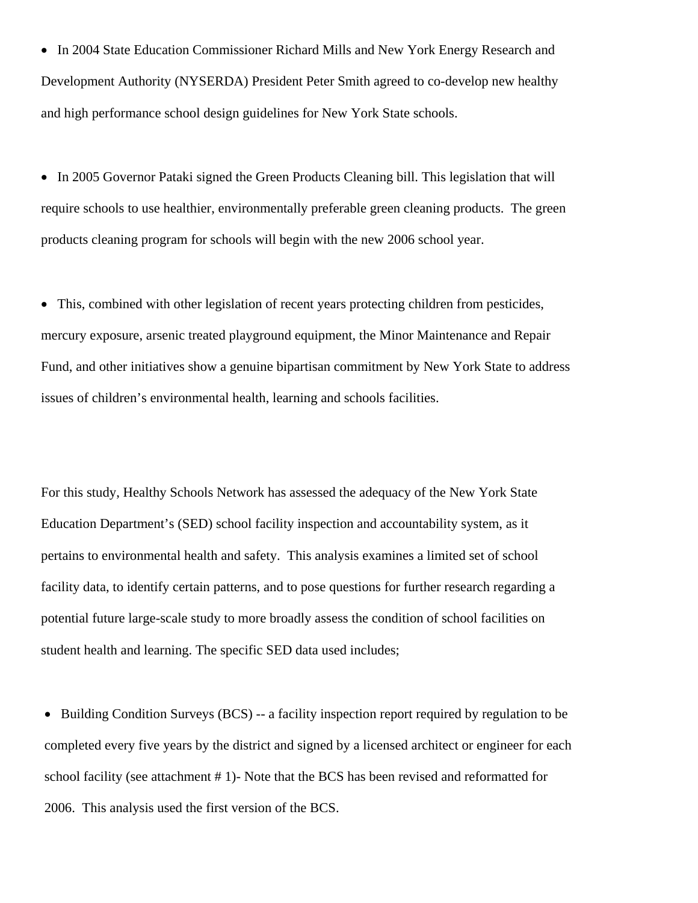- In 2004 State Education Commissioner Richard Mills and New York Energy Research and Development Authority (NYSERDA) President Peter Smith agreed to co-develop new healthy and high performance school design guidelines for New York State schools.

- In 2005 Governor Pataki signed the Green Products Cleaning bill. This legislation that will require schools to use healthier, environmentally preferable green cleaning products. The green products cleaning program for schools will begin with the new 2006 school year.

- This, combined with other legislation of recent years protecting children from pesticides, mercury exposure, arsenic treated playground equipment, the Minor Maintenance and Repair Fund, and other initiatives show a genuine bipartisan commitment by New York State to address issues of children's environmental health, learning and schools facilities.

For this study, Healthy Schools Network has assessed the adequacy of the New York State Education Department's (SED) school facility inspection and accountability system, as it pertains to environmental health and safety. This analysis examines a limited set of school facility data, to identify certain patterns, and to pose questions for further research regarding a potential future large-scale study to more broadly assess the condition of school facilities on student health and learning. The specific SED data used includes;

- Building Condition Surveys (BCS) -- a facility inspection report required by regulation to be completed every five years by the district and signed by a licensed architect or engineer for each school facility (see attachment # 1)- Note that the BCS has been revised and reformatted for 2006. This analysis used the first version of the BCS.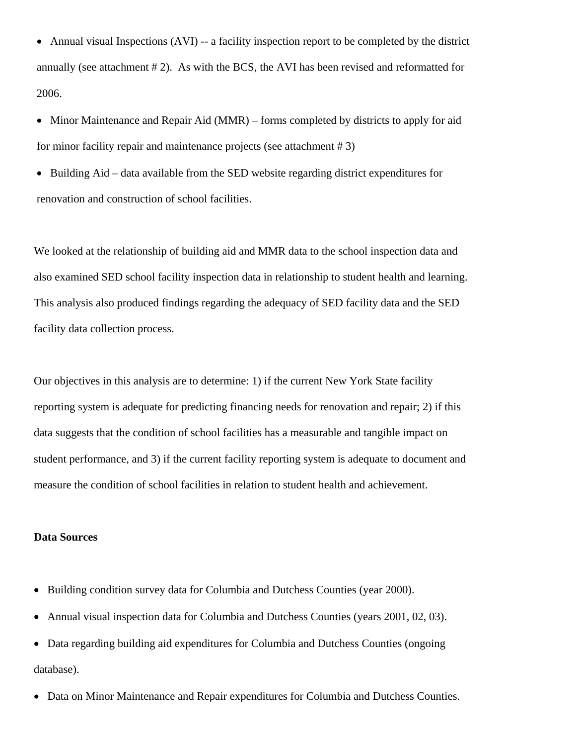- Annual visual Inspections (AVI) -- a facility inspection report to be completed by the district annually (see attachment # 2). As with the BCS, the AVI has been revised and reformatted for 2006.
- Minor Maintenance and Repair Aid (MMR) – forms completed by districts to apply for aid for minor facility repair and maintenance projects (see attachment # 3)
- Building Aid – data available from the SED website regarding district expenditures for renovation and construction of school facilities.

We looked at the relationship of building aid and MMR data to the school inspection data and also examined SED school facility inspection data in relationship to student health and learning. This analysis also produced findings regarding the adequacy of SED facility data and the SED facility data collection process.

Our objectives in this analysis are to determine: 1) if the current New York State facility reporting system is adequate for predicting financing needs for renovation and repair; 2) if this data suggests that the condition of school facilities has a measurable and tangible impact on student performance, and 3) if the current facility reporting system is adequate to document and measure the condition of school facilities in relation to student health and achievement.

**Data Sources**

- Building condition survey data for Columbia and Dutchess Counties (year 2000).
- Annual visual inspection data for Columbia and Dutchess Counties (years 2001, 02, 03).
- Data regarding building aid expenditures for Columbia and Dutchess Counties (ongoing database).
- Data on Minor Maintenance and Repair expenditures for Columbia and Dutchess Counties.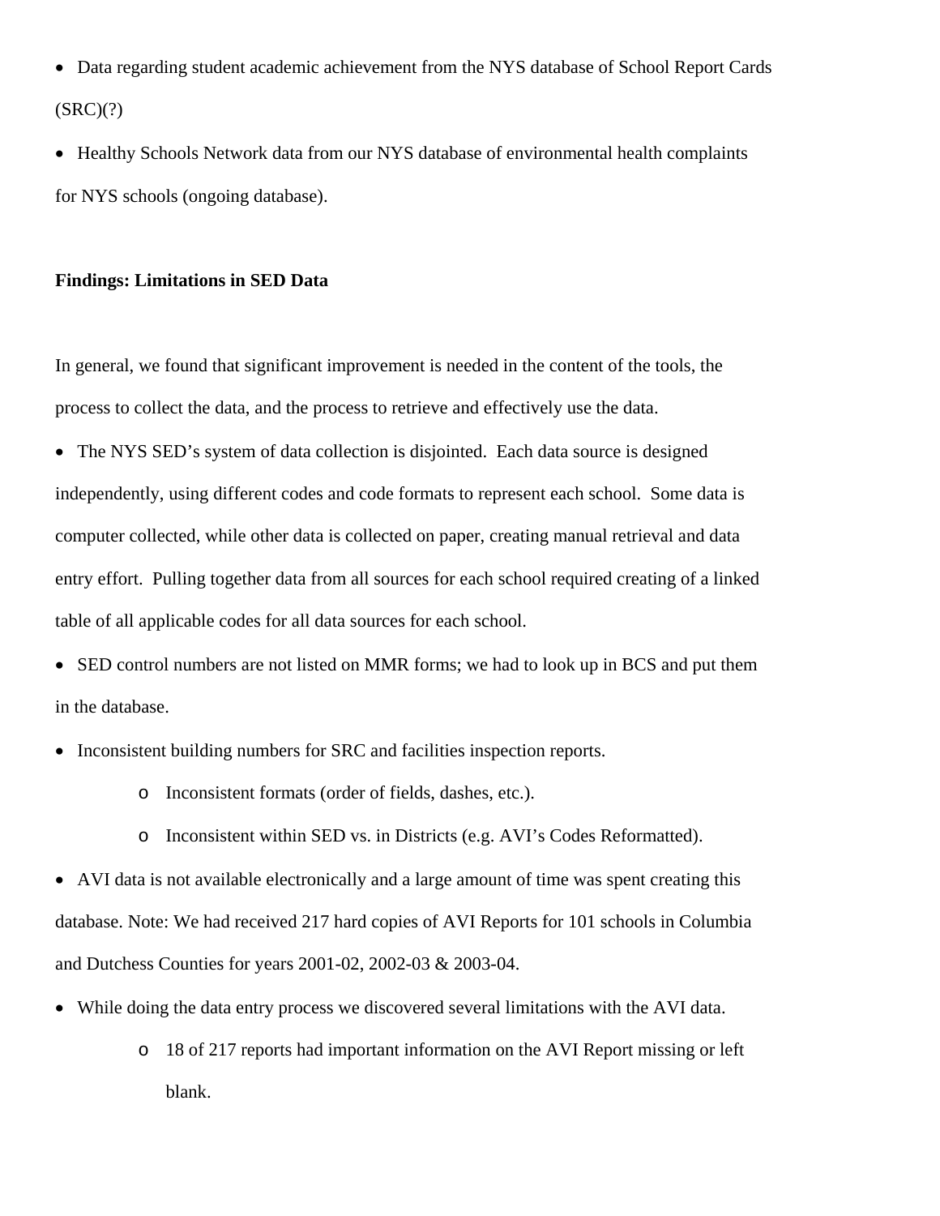- Data regarding student academic achievement from the NYS database of School Report Cards (SRC)(?)
- Healthy Schools Network data from our NYS database of environmental health complaints for NYS schools (ongoing database).

**Findings: Limitations in SED Data**

In general, we found that significant improvement is needed in the content of the tools, the process to collect the data, and the process to retrieve and effectively use the data.

- The NYS SED's system of data collection is disjointed. Each data source is designed independently, using different codes and code formats to represent each school. Some data is computer collected, while other data is collected on paper, creating manual retrieval and data entry effort. Pulling together data from all sources for each school required creating of a linked table of all applicable codes for all data sources for each school.
- SED control numbers are not listed on MMR forms; we had to look up in BCS and put them in the database.
- Inconsistent building numbers for SRC and facilities inspection reports.
  - Inconsistent formats (order of fields, dashes, etc.).
  - Inconsistent within SED vs. in Districts (e.g. AVI's Codes Reformatted).
- AVI data is not available electronically and a large amount of time was spent creating this database. Note: We had received 217 hard copies of AVI Reports for 101 schools in Columbia and Dutchess Counties for years 2001-02, 2002-03 & 2003-04.
- While doing the data entry process we discovered several limitations with the AVI data.
  - 18 of 217 reports had important information on the AVI Report missing or left blank.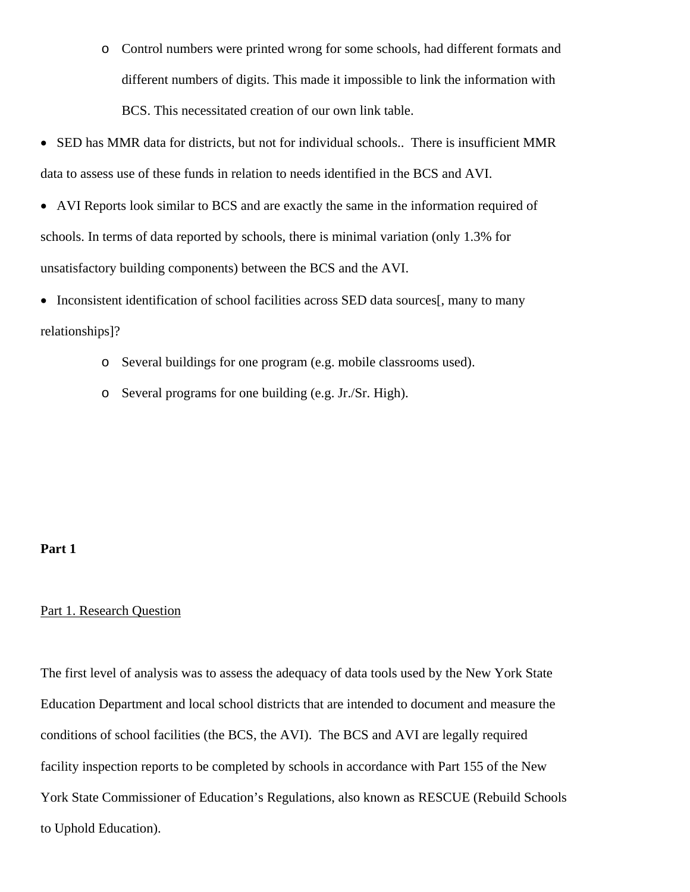- Control numbers were printed wrong for some schools, had different formats and different numbers of digits. This made it impossible to link the information with BCS. This necessitated creation of our own link table.

- SED has MMR data for districts, but not for individual schools.. There is insufficient MMR data to assess use of these funds in relation to needs identified in the BCS and AVI.
- AVI Reports look similar to BCS and are exactly the same in the information required of schools. In terms of data reported by schools, there is minimal variation (only 1.3% for unsatisfactory building components) between the BCS and the AVI.
- Inconsistent identification of school facilities across SED data sources[, many to many relationships]?
  - Several buildings for one program (e.g. mobile classrooms used).
  - Several programs for one building (e.g. Jr./Sr. High).

**Part 1**

Part 1. Research Question

The first level of analysis was to assess the adequacy of data tools used by the New York State Education Department and local school districts that are intended to document and measure the conditions of school facilities (the BCS, the AVI). The BCS and AVI are legally required facility inspection reports to be completed by schools in accordance with Part 155 of the New York State Commissioner of Education's Regulations, also known as RESCUE (Rebuild Schools to Uphold Education).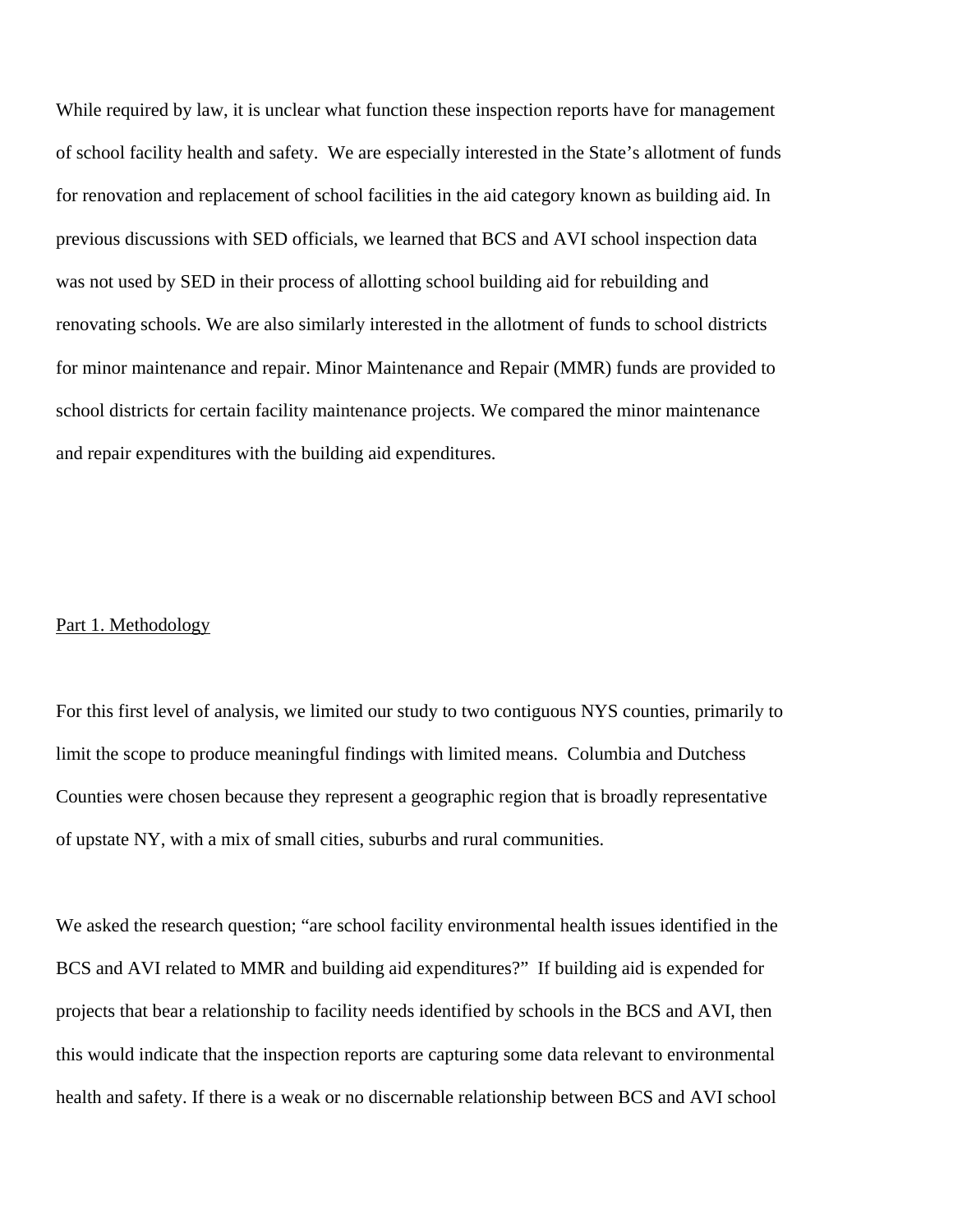While required by law, it is unclear what function these inspection reports have for management of school facility health and safety. We are especially interested in the State's allotment of funds for renovation and replacement of school facilities in the aid category known as building aid. In previous discussions with SED officials, we learned that BCS and AVI school inspection data was not used by SED in their process of allotting school building aid for rebuilding and renovating schools. We are also similarly interested in the allotment of funds to school districts for minor maintenance and repair. Minor Maintenance and Repair (MMR) funds are provided to school districts for certain facility maintenance projects. We compared the minor maintenance and repair expenditures with the building aid expenditures.

## Part 1. Methodology

For this first level of analysis, we limited our study to two contiguous NYS counties, primarily to limit the scope to produce meaningful findings with limited means. Columbia and Dutchess Counties were chosen because they represent a geographic region that is broadly representative of upstate NY, with a mix of small cities, suburbs and rural communities.

We asked the research question; "are school facility environmental health issues identified in the BCS and AVI related to MMR and building aid expenditures?" If building aid is expended for projects that bear a relationship to facility needs identified by schools in the BCS and AVI, then this would indicate that the inspection reports are capturing some data relevant to environmental health and safety. If there is a weak or no discernable relationship between BCS and AVI school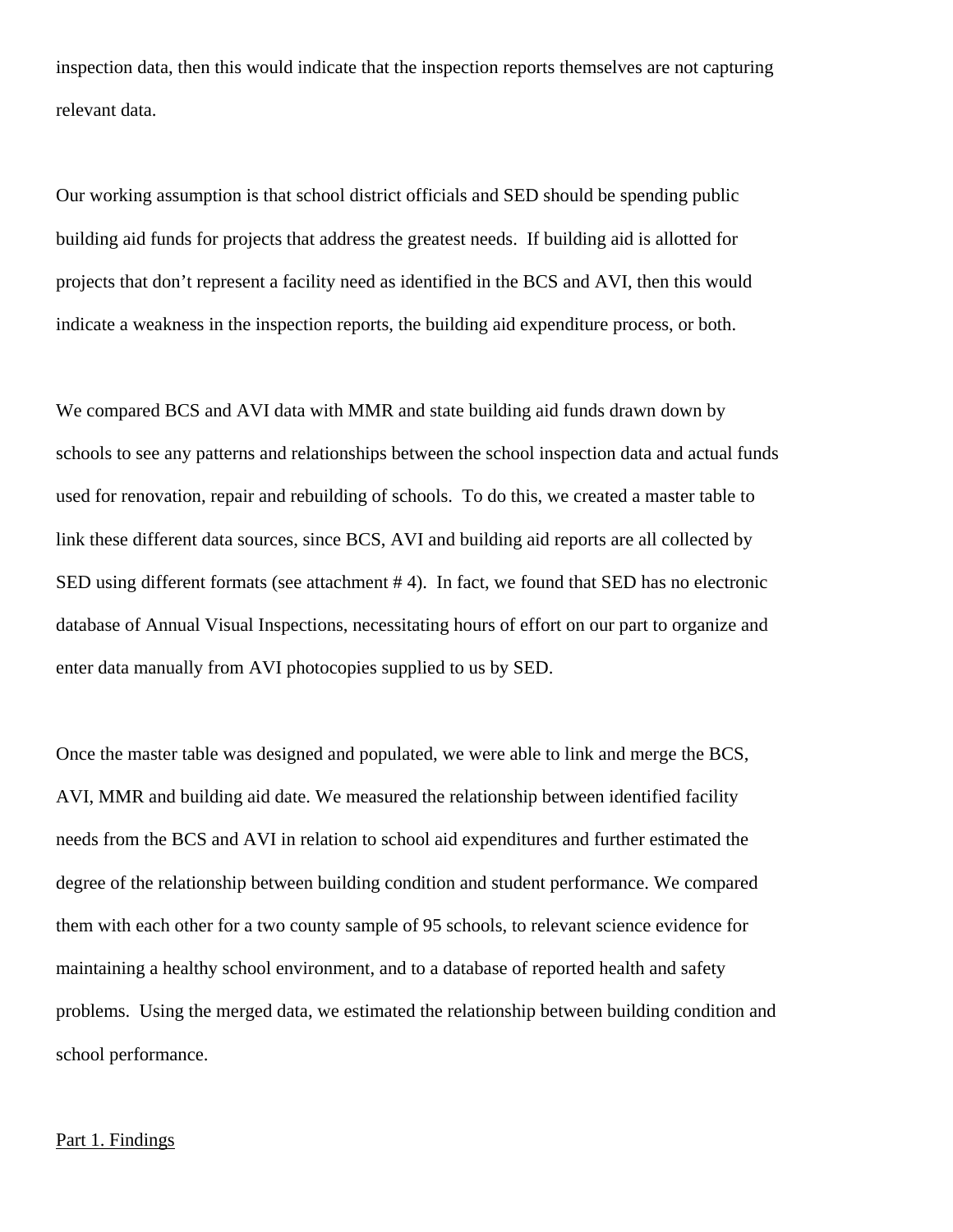inspection data, then this would indicate that the inspection reports themselves are not capturing relevant data.

Our working assumption is that school district officials and SED should be spending public building aid funds for projects that address the greatest needs. If building aid is allotted for projects that don't represent a facility need as identified in the BCS and AVI, then this would indicate a weakness in the inspection reports, the building aid expenditure process, or both.

We compared BCS and AVI data with MMR and state building aid funds drawn down by schools to see any patterns and relationships between the school inspection data and actual funds used for renovation, repair and rebuilding of schools. To do this, we created a master table to link these different data sources, since BCS, AVI and building aid reports are all collected by SED using different formats (see attachment # 4). In fact, we found that SED has no electronic database of Annual Visual Inspections, necessitating hours of effort on our part to organize and enter data manually from AVI photocopies supplied to us by SED.

Once the master table was designed and populated, we were able to link and merge the BCS, AVI, MMR and building aid date. We measured the relationship between identified facility needs from the BCS and AVI in relation to school aid expenditures and further estimated the degree of the relationship between building condition and student performance. We compared them with each other for a two county sample of 95 schools, to relevant science evidence for maintaining a healthy school environment, and to a database of reported health and safety problems. Using the merged data, we estimated the relationship between building condition and school performance.

## Part 1. Findings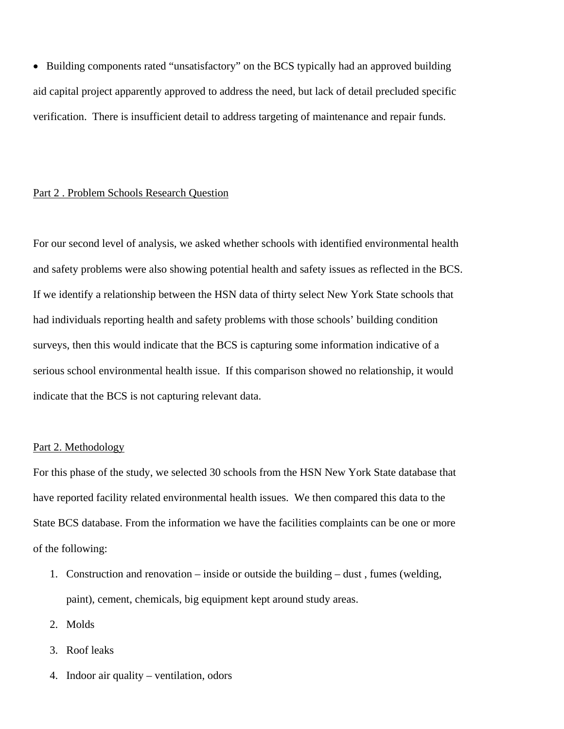- Building components rated “unsatisfactory” on the BCS typically had an approved building aid capital project apparently approved to address the need, but lack of detail precluded specific verification. There is insufficient detail to address targeting of maintenance and repair funds.

Part 2 . Problem Schools Research Question

For our second level of analysis, we asked whether schools with identified environmental health and safety problems were also showing potential health and safety issues as reflected in the BCS. If we identify a relationship between the HSN data of thirty select New York State schools that had individuals reporting health and safety problems with those schools’ building condition surveys, then this would indicate that the BCS is capturing some information indicative of a serious school environmental health issue. If this comparison showed no relationship, it would indicate that the BCS is not capturing relevant data.

Part 2. Methodology

For this phase of the study, we selected 30 schools from the HSN New York State database that have reported facility related environmental health issues. We then compared this data to the State BCS database. From the information we have the facilities complaints can be one or more of the following:

1. Construction and renovation – inside or outside the building – dust , fumes (welding, paint), cement, chemicals, big equipment kept around study areas.
2. Molds
3. Roof leaks
4. Indoor air quality – ventilation, odors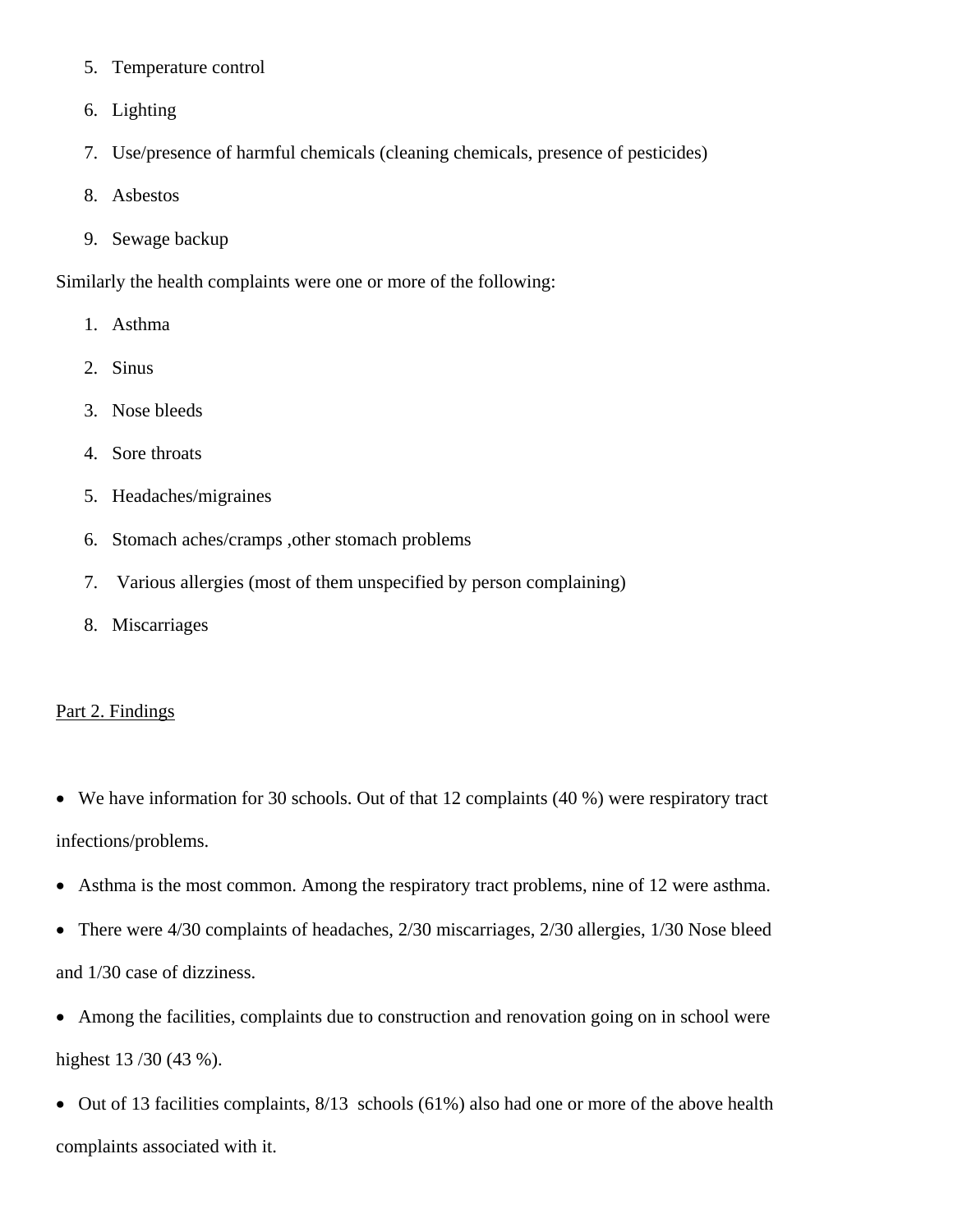5. Temperature control
6. Lighting
7. Use/presence of harmful chemicals (cleaning chemicals, presence of pesticides)
8. Asbestos
9. Sewage backup

Similarly the health complaints were one or more of the following:

1. Asthma
2. Sinus
3. Nose bleeds
4. Sore throats
5. Headaches/migraines
6. Stomach aches/cramps ,other stomach problems
7. Various allergies (most of them unspecified by person complaining)
8. Miscarriages

<u>Part 2. Findings</u>

- We have information for 30 schools. Out of that 12 complaints (40 %) were respiratory tract infections/problems.
- Asthma is the most common. Among the respiratory tract problems, nine of 12 were asthma.
- There were 4/30 complaints of headaches, 2/30 miscarriages, 2/30 allergies, 1/30 Nose bleed and 1/30 case of dizziness.
- Among the facilities, complaints due to construction and renovation going on in school were highest 13 /30 (43 %).
- Out of 13 facilities complaints, 8/13 schools (61%) also had one or more of the above health complaints associated with it.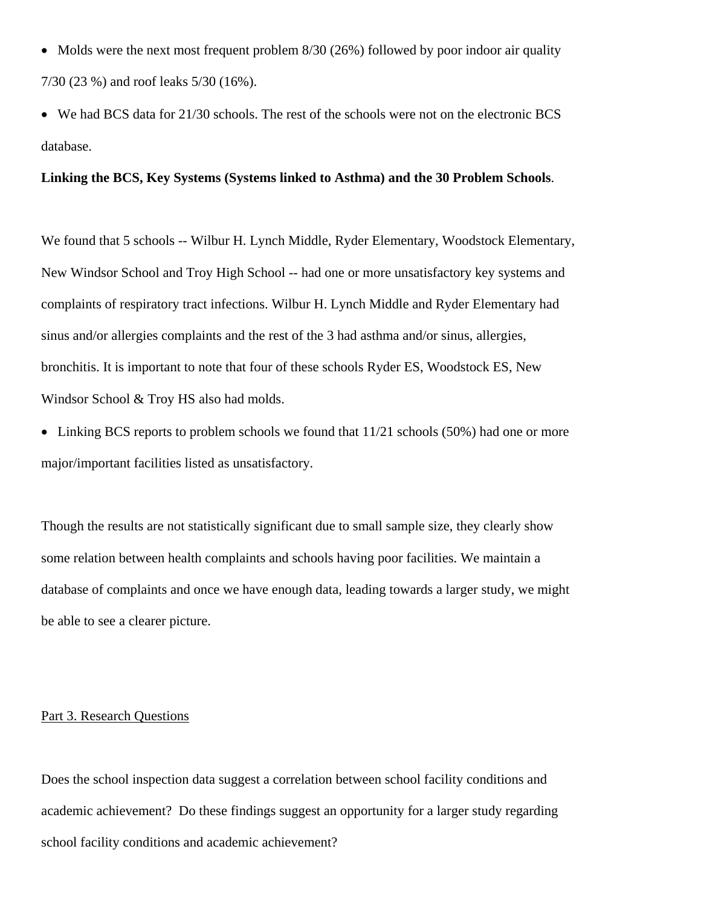- Molds were the next most frequent problem 8/30 (26%) followed by poor indoor air quality 7/30 (23 %) and roof leaks 5/30 (16%).
- We had BCS data for 21/30 schools. The rest of the schools were not on the electronic BCS database.

**Linking the BCS, Key Systems (Systems linked to Asthma) and the 30 Problem Schools**.

We found that 5 schools -- Wilbur H. Lynch Middle, Ryder Elementary, Woodstock Elementary, New Windsor School and Troy High School -- had one or more unsatisfactory key systems and complaints of respiratory tract infections. Wilbur H. Lynch Middle and Ryder Elementary had sinus and/or allergies complaints and the rest of the 3 had asthma and/or sinus, allergies, bronchitis. It is important to note that four of these schools Ryder ES, Woodstock ES, New Windsor School & Troy HS also had molds.

- Linking BCS reports to problem schools we found that 11/21 schools (50%) had one or more major/important facilities listed as unsatisfactory.

Though the results are not statistically significant due to small sample size, they clearly show some relation between health complaints and schools having poor facilities. We maintain a database of complaints and once we have enough data, leading towards a larger study, we might be able to see a clearer picture.

<u>Part 3. Research Questions</u>

Does the school inspection data suggest a correlation between school facility conditions and academic achievement? Do these findings suggest an opportunity for a larger study regarding school facility conditions and academic achievement?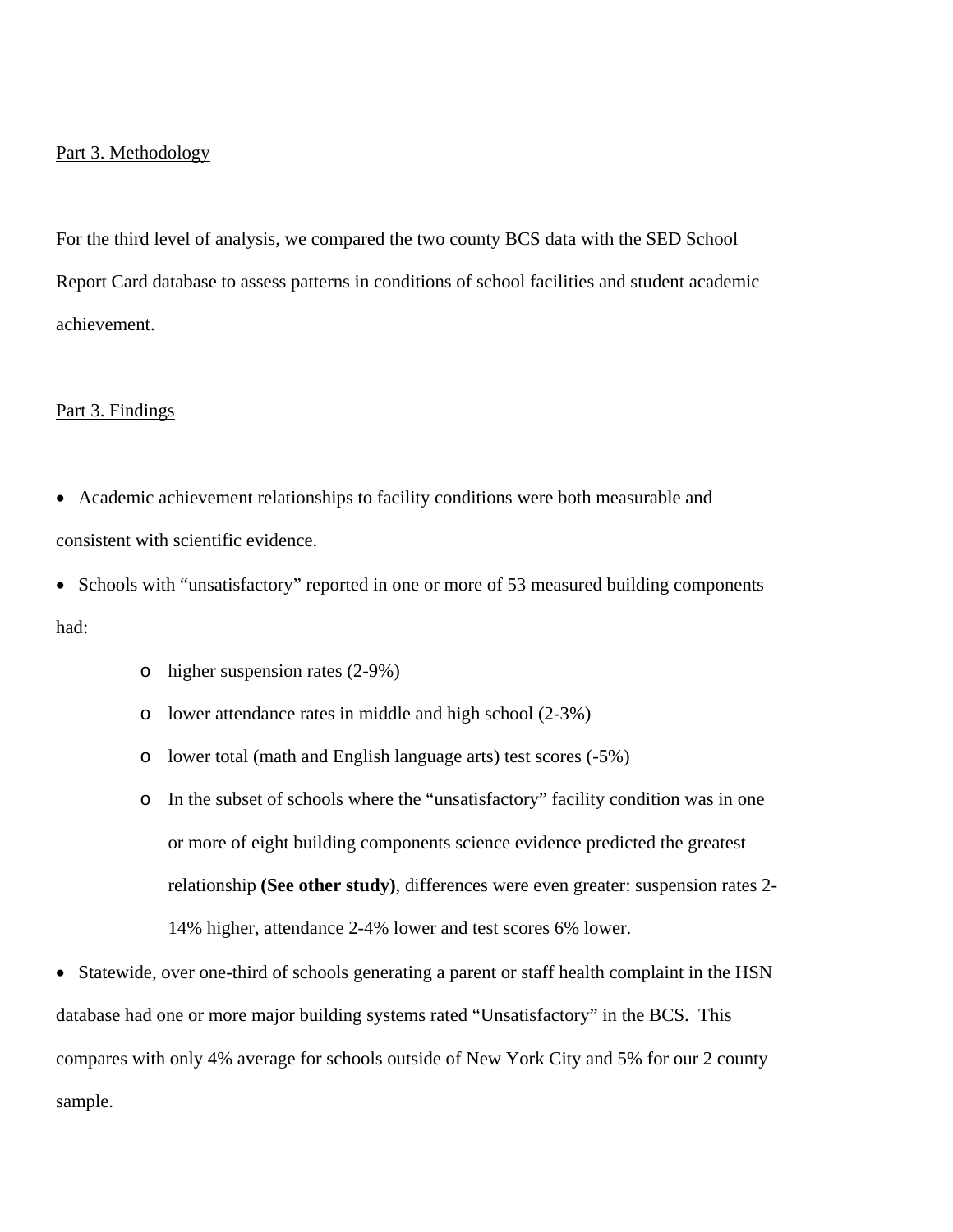<u>Part 3. Methodology</u>

For the third level of analysis, we compared the two county BCS data with the SED School Report Card database to assess patterns in conditions of school facilities and student academic achievement.

<u>Part 3. Findings</u>

- Academic achievement relationships to facility conditions were both measurable and consistent with scientific evidence.
- Schools with "unsatisfactory" reported in one or more of 53 measured building components had:
    - higher suspension rates (2-9%)
    - lower attendance rates in middle and high school (2-3%)
    - lower total (math and English language arts) test scores (-5%)
    - In the subset of schools where the "unsatisfactory" facility condition was in one or more of eight building components science evidence predicted the greatest relationship **(See other study)**, differences were even greater: suspension rates 2-14% higher, attendance 2-4% lower and test scores 6% lower.
- Statewide, over one-third of schools generating a parent or staff health complaint in the HSN database had one or more major building systems rated "Unsatisfactory" in the BCS. This compares with only 4% average for schools outside of New York City and 5% for our 2 county sample.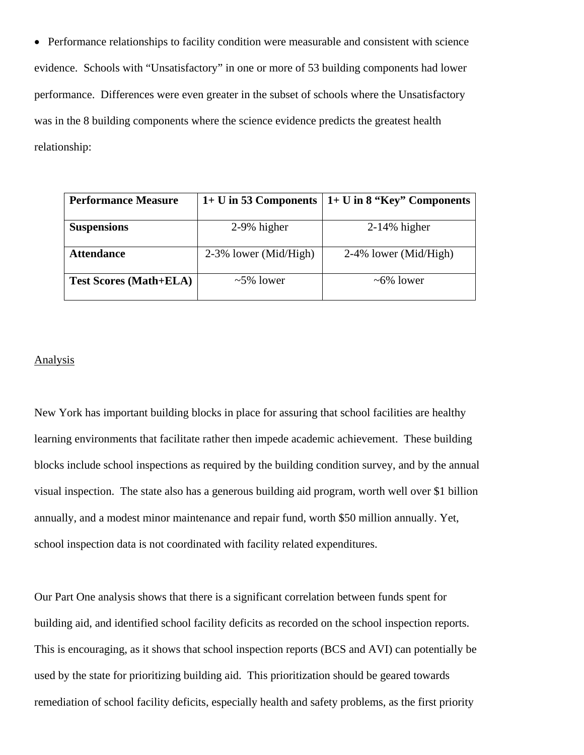- Performance relationships to facility condition were measurable and consistent with science evidence. Schools with "Unsatisfactory" in one or more of 53 building components had lower performance. Differences were even greater in the subset of schools where the Unsatisfactory was in the 8 building components where the science evidence predicts the greatest health relationship:

| **Performance Measure** | **1+ U in 53 Components** | **1+ U in 8 "Key" Components** |
|---|---|---|
| **Suspensions** | 2-9% higher | 2-14% higher |
| **Attendance** | 2-3% lower (Mid/High) | 2-4% lower (Mid/High) |
| **Test Scores (Math+ELA)** | ~5% lower | ~6% lower |

<u>Analysis</u>

New York has important building blocks in place for assuring that school facilities are healthy learning environments that facilitate rather then impede academic achievement. These building blocks include school inspections as required by the building condition survey, and by the annual visual inspection. The state also has a generous building aid program, worth well over $1 billion annually, and a modest minor maintenance and repair fund, worth $50 million annually. Yet, school inspection data is not coordinated with facility related expenditures.

Our Part One analysis shows that there is a significant correlation between funds spent for building aid, and identified school facility deficits as recorded on the school inspection reports. This is encouraging, as it shows that school inspection reports (BCS and AVI) can potentially be used by the state for prioritizing building aid. This prioritization should be geared towards remediation of school facility deficits, especially health and safety problems, as the first priority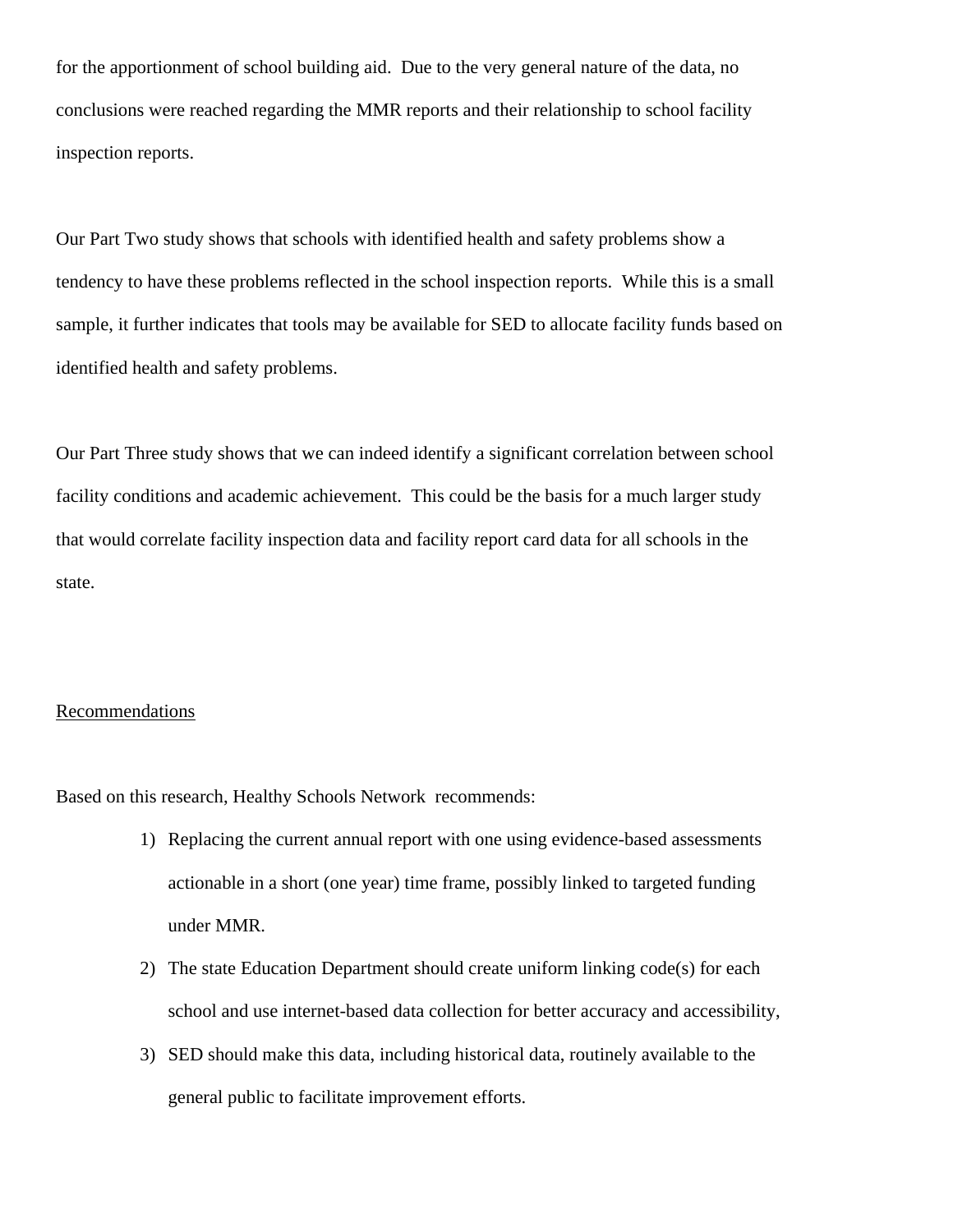for the apportionment of school building aid. Due to the very general nature of the data, no conclusions were reached regarding the MMR reports and their relationship to school facility inspection reports.

Our Part Two study shows that schools with identified health and safety problems show a tendency to have these problems reflected in the school inspection reports. While this is a small sample, it further indicates that tools may be available for SED to allocate facility funds based on identified health and safety problems.

Our Part Three study shows that we can indeed identify a significant correlation between school facility conditions and academic achievement. This could be the basis for a much larger study that would correlate facility inspection data and facility report card data for all schools in the state.

<u>Recommendations</u>

Based on this research, Healthy Schools Network recommends:

1) Replacing the current annual report with one using evidence-based assessments actionable in a short (one year) time frame, possibly linked to targeted funding under MMR.
2) The state Education Department should create uniform linking code(s) for each school and use internet-based data collection for better accuracy and accessibility,
3) SED should make this data, including historical data, routinely available to the general public to facilitate improvement efforts.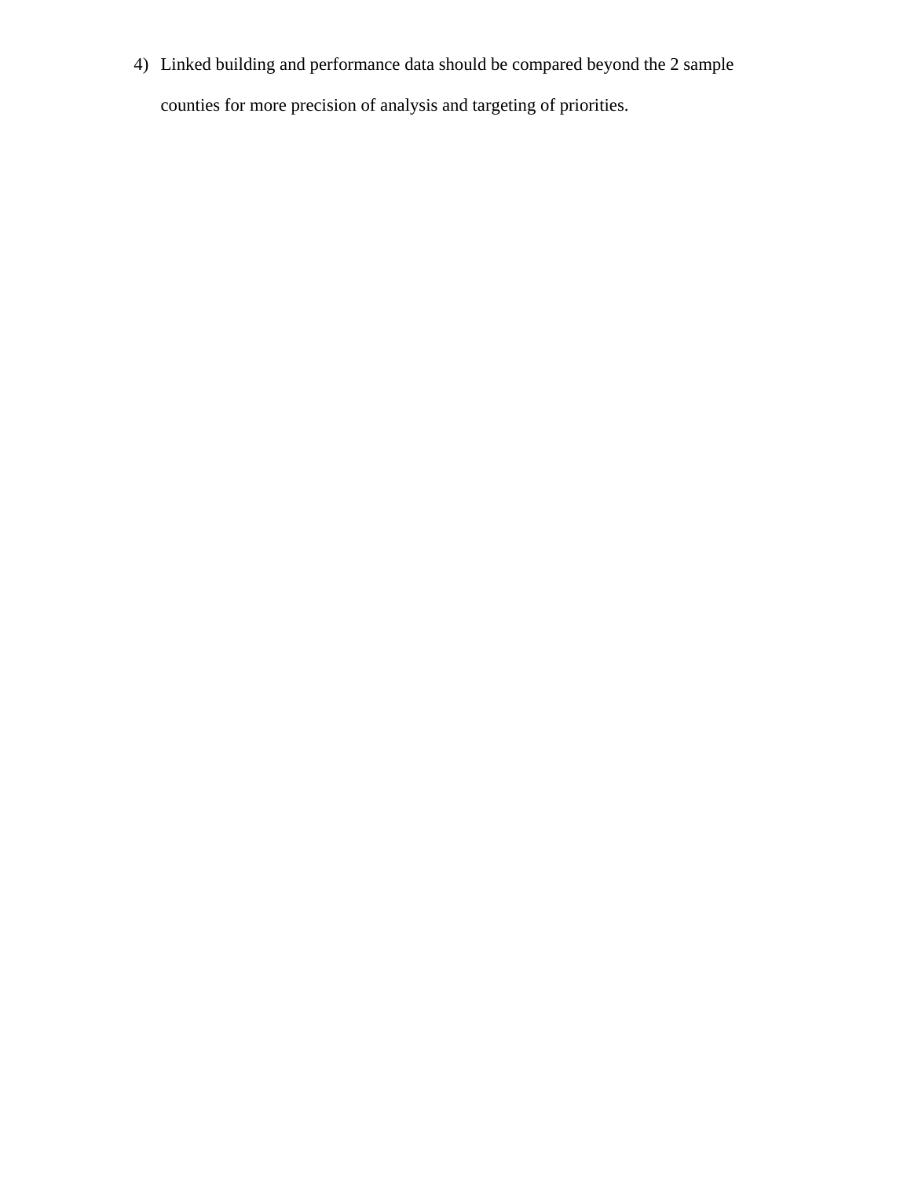4) Linked building and performance data should be compared beyond the 2 sample counties for more precision of analysis and targeting of priorities.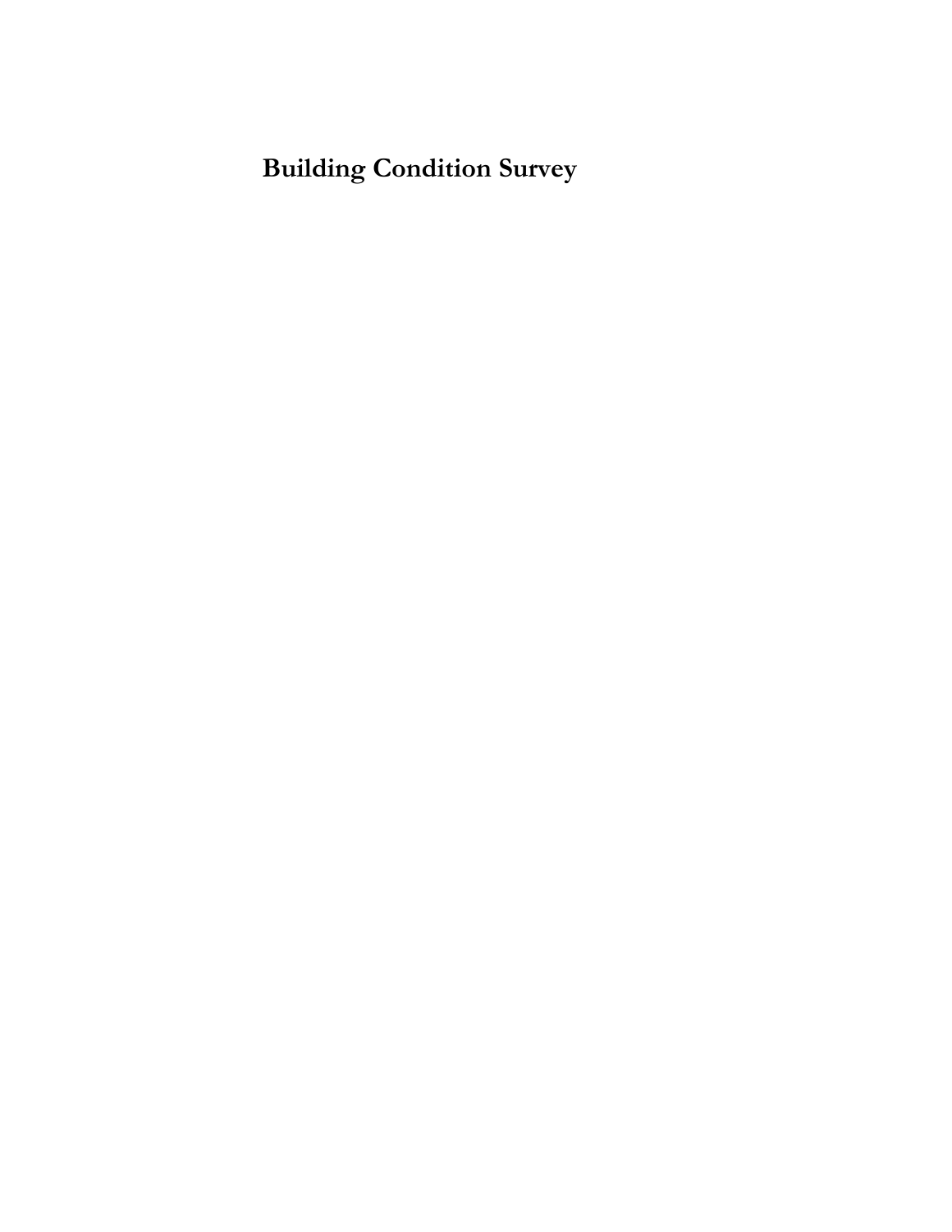# Building Condition Survey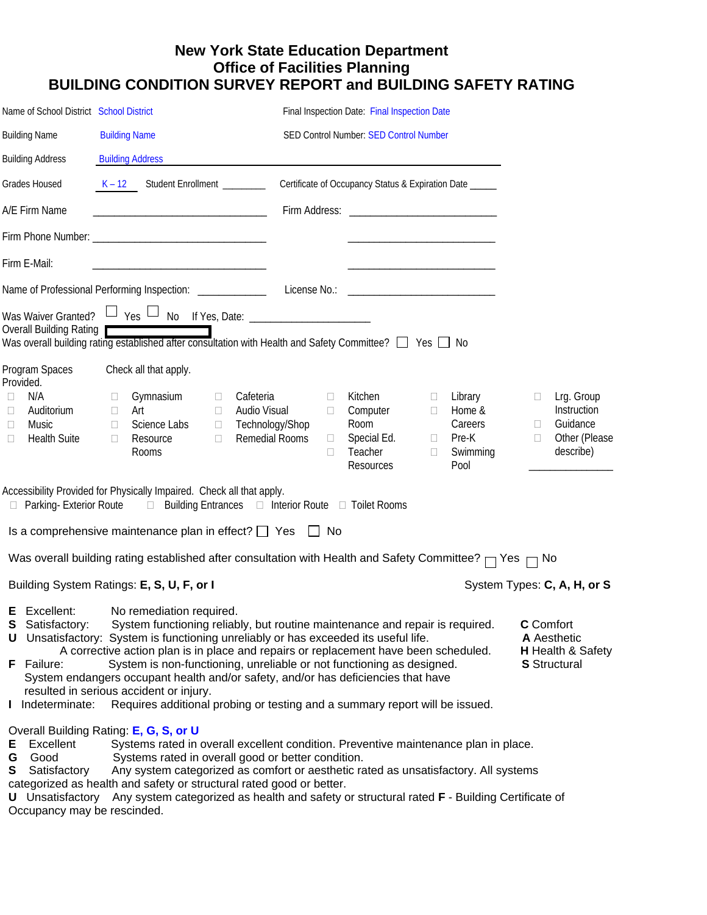# New York State Education Department
## Office of Facilities Planning
## BUILDING CONDITION SURVEY REPORT and BUILDING SAFETY RATING

Name of School District: School District

Final Inspection Date: Final Inspection Date

Building Name: Building Name

SED Control Number: SED Control Number

Building Address: Building Address

Grades Housed: K – 12    Student Enrollment ________    Certificate of Occupancy Status & Expiration Date _____

A/E Firm Name ______________________________    Firm Address: __________________________

Firm Phone Number: ______________________________    __________________________

Firm E-Mail: ______________________________    __________________________

Name of Professional Performing Inspection: ____________    License No.: __________________________

Was Waiver Granted? ☐ Yes ☐ No    If Yes, Date: ____________________

Overall Building Rating ☐

Was overall building rating established after consultation with Health and Safety Committee? ☐ Yes ☐ No

Program Spaces Provided. Check all that apply.

- ☐ N/A
- ☐ Auditorium
- ☐ Music
- ☐ Health Suite
- ☐ Gymnasium
- ☐ Art
- ☐ Science Labs
- ☐ Resource Rooms
- ☐ Cafeteria
- ☐ Audio Visual
- ☐ Technology/Shop
- ☐ Remedial Rooms
- ☐ Kitchen
- ☐ Computer Room
- ☐ Special Ed.
- ☐ Teacher Resources
- ☐ Library
- ☐ Home & Careers
- ☐ Pre-K
- ☐ Swimming Pool
- ☐ Lrg. Group Instruction
- ☐ Guidance
- ☐ Other (Please describe) ______________

Accessibility Provided for Physically Impaired. Check all that apply.

☐ Parking- Exterior Route  ☐ Building Entrances  ☐ Interior Route  ☐ Toilet Rooms

Is a comprehensive maintenance plan in effect? ☐ Yes ☐ No

Was overall building rating established after consultation with Health and Safety Committee? ☐ Yes ☐ No

Building System Ratings: **E, S, U, F, or I**

System Types: **C, A, H, or S**

**E** Excellent: No remediation required.

**S** Satisfactory: System functioning reliably, but routine maintenance and repair is required.

**U** Unsatisfactory: System is functioning unreliably or has exceeded its useful life. A corrective action plan is in place and repairs or replacement have been scheduled.

**F** Failure: System is non-functioning, unreliable or not functioning as designed. System endangers occupant health and/or safety, and/or has deficiencies that have resulted in serious accident or injury.

**I** Indeterminate: Requires additional probing or testing and a summary report will be issued.

**C** Comfort
**A** Aesthetic
**H** Health & Safety
**S** Structural

Overall Building Rating: **E, G, S, or U**

**E** Excellent  Systems rated in overall excellent condition. Preventive maintenance plan in place.

**G** Good  Systems rated in overall good or better condition.

**S** Satisfactory  Any system categorized as comfort or aesthetic rated as unsatisfactory. All systems categorized as health and safety or structural rated good or better.

**U** Unsatisfactory  Any system categorized as health and safety or structural rated **F** - Building Certificate of Occupancy may be rescinded.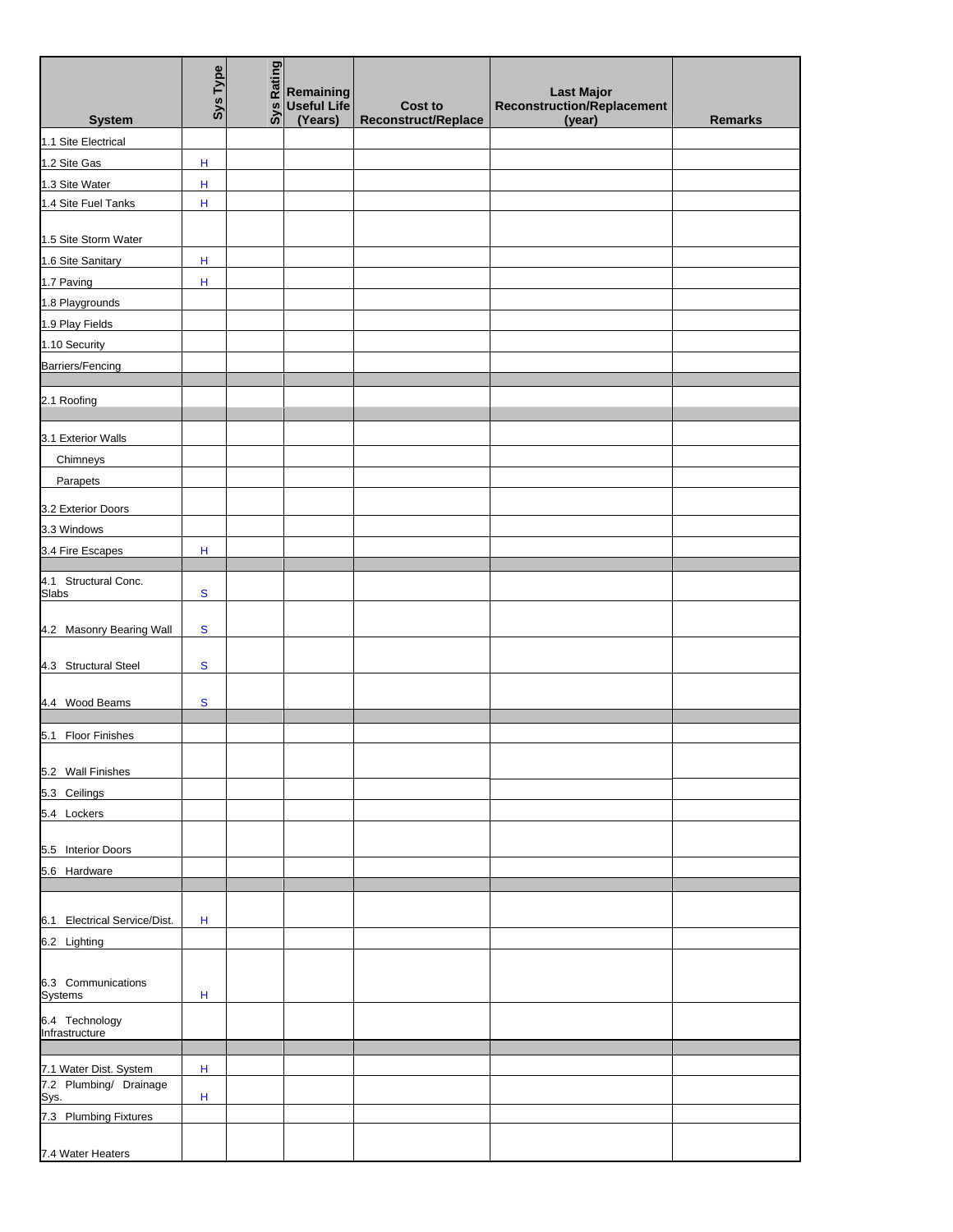| System | Sys Type | Sys Rating | Remaining Useful Life (Years) | Cost to Reconstruct/Replace | Last Major Reconstruction/Replacement (year) | Remarks |
|---|---|---|---|---|---|---|
| 1.1 Site Electrical | | | | | | |
| 1.2 Site Gas | H | | | | | |
| 1.3 Site Water | H | | | | | |
| 1.4 Site Fuel Tanks | H | | | | | |
| 1.5 Site Storm Water | | | | | | |
| 1.6 Site Sanitary | H | | | | | |
| 1.7 Paving | H | | | | | |
| 1.8 Playgrounds | | | | | | |
| 1.9 Play Fields | | | | | | |
| 1.10 Security | | | | | | |
| Barriers/Fencing | | | | | | |
| | | | | | | |
| 2.1 Roofing | | | | | | |
| | | | | | | |
| 3.1 Exterior Walls | | | | | | |
| Chimneys | | | | | | |
| Parapets | | | | | | |
| 3.2 Exterior Doors | | | | | | |
| 3.3 Windows | | | | | | |
| 3.4 Fire Escapes | H | | | | | |
| | | | | | | |
| 4.1 Structural Conc. Slabs | S | | | | | |
| 4.2 Masonry Bearing Wall | S | | | | | |
| 4.3 Structural Steel | S | | | | | |
| 4.4 Wood Beams | S | | | | | |
| | | | | | | |
| 5.1 Floor Finishes | | | | | | |
| 5.2 Wall Finishes | | | | | | |
| 5.3 Ceilings | | | | | | |
| 5.4 Lockers | | | | | | |
| 5.5 Interior Doors | | | | | | |
| 5.6 Hardware | | | | | | |
| | | | | | | |
| 6.1 Electrical Service/Dist. | H | | | | | |
| 6.2 Lighting | | | | | | |
| 6.3 Communications Systems | H | | | | | |
| 6.4 Technology Infrastructure | | | | | | |
| | | | | | | |
| 7.1 Water Dist. System | H | | | | | |
| 7.2 Plumbing/ Drainage Sys. | H | | | | | |
| 7.3 Plumbing Fixtures | | | | | | |
| 7.4 Water Heaters | | | | | | |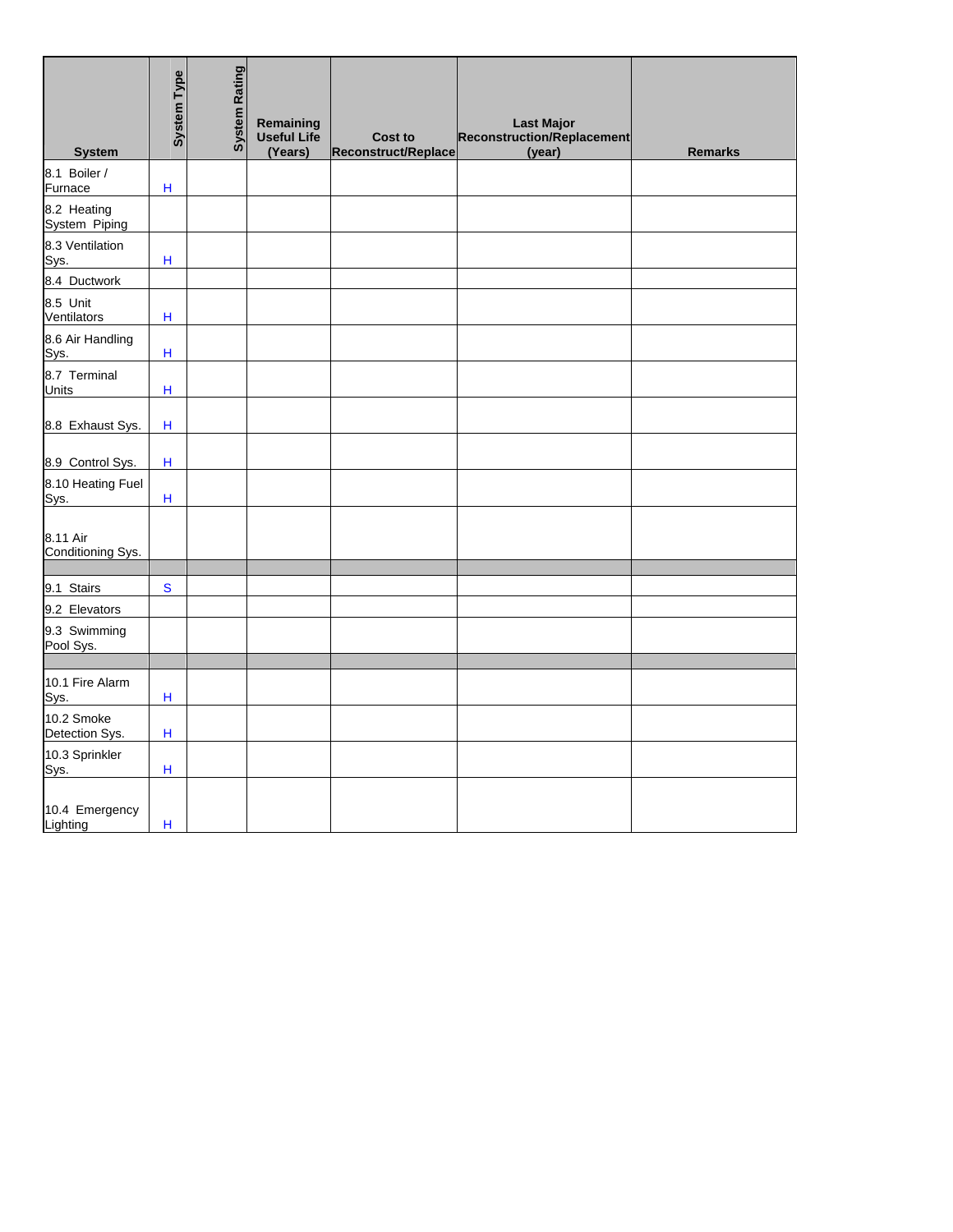| System | System Type | System Rating | Remaining Useful Life (Years) | Cost to Reconstruct/Replace | Last Major Reconstruction/Replacement (year) | Remarks |
|---|---|---|---|---|---|---|
| 8.1 Boiler / Furnace | H | | | | | |
| 8.2 Heating System Piping | | | | | | |
| 8.3 Ventilation Sys. | H | | | | | |
| 8.4 Ductwork | | | | | | |
| 8.5 Unit Ventilators | H | | | | | |
| 8.6 Air Handling Sys. | H | | | | | |
| 8.7 Terminal Units | H | | | | | |
| 8.8 Exhaust Sys. | H | | | | | |
| 8.9 Control Sys. | H | | | | | |
| 8.10 Heating Fuel Sys. | H | | | | | |
| 8.11 Air Conditioning Sys. | | | | | | |
| | | | | | | |
| 9.1 Stairs | S | | | | | |
| 9.2 Elevators | | | | | | |
| 9.3 Swimming Pool Sys. | | | | | | |
| | | | | | | |
| 10.1 Fire Alarm Sys. | H | | | | | |
| 10.2 Smoke Detection Sys. | H | | | | | |
| 10.3 Sprinkler Sys. | H | | | | | |
| 10.4 Emergency Lighting | H | | | | | |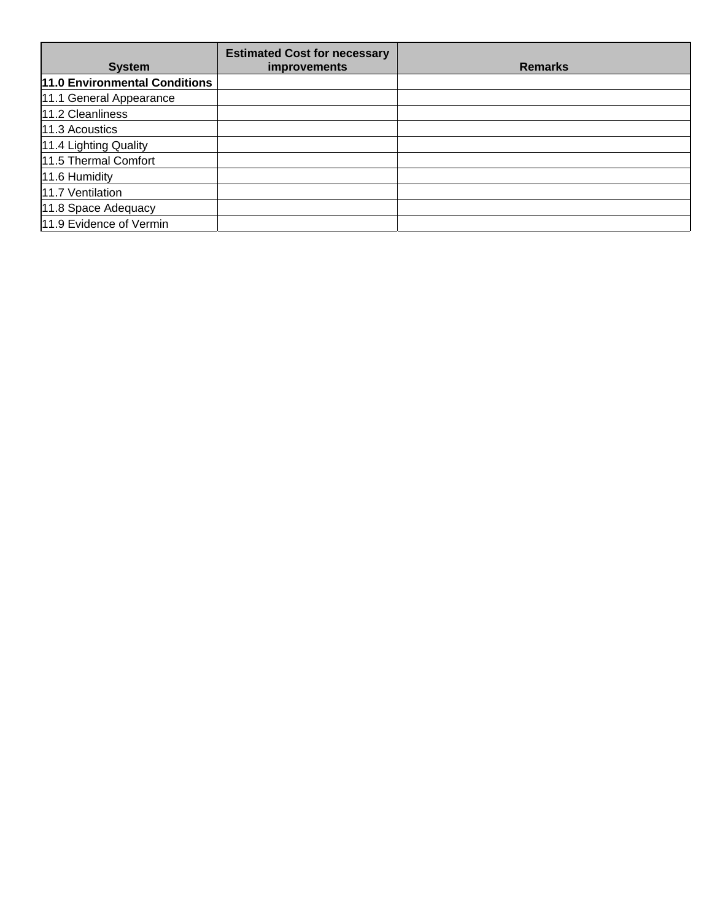| System | Estimated Cost for necessary improvements | Remarks |
|---|---|---|
| **11.0 Environmental Conditions** | | |
| 11.1 General Appearance | | |
| 11.2 Cleanliness | | |
| 11.3 Acoustics | | |
| 11.4 Lighting Quality | | |
| 11.5 Thermal Comfort | | |
| 11.6 Humidity | | |
| 11.7 Ventilation | | |
| 11.8 Space Adequacy | | |
| 11.9 Evidence of Vermin | | |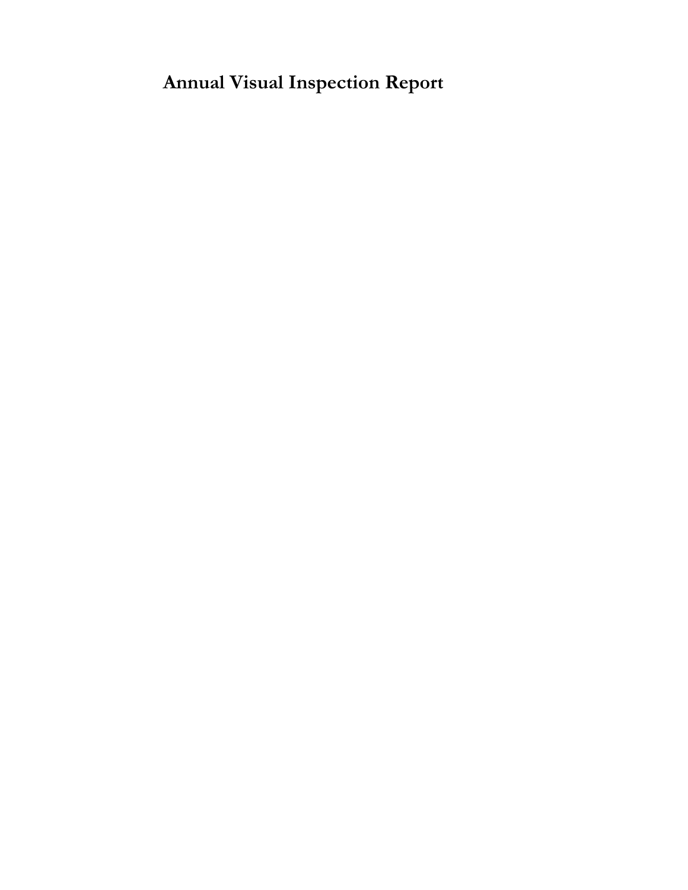# Annual Visual Inspection Report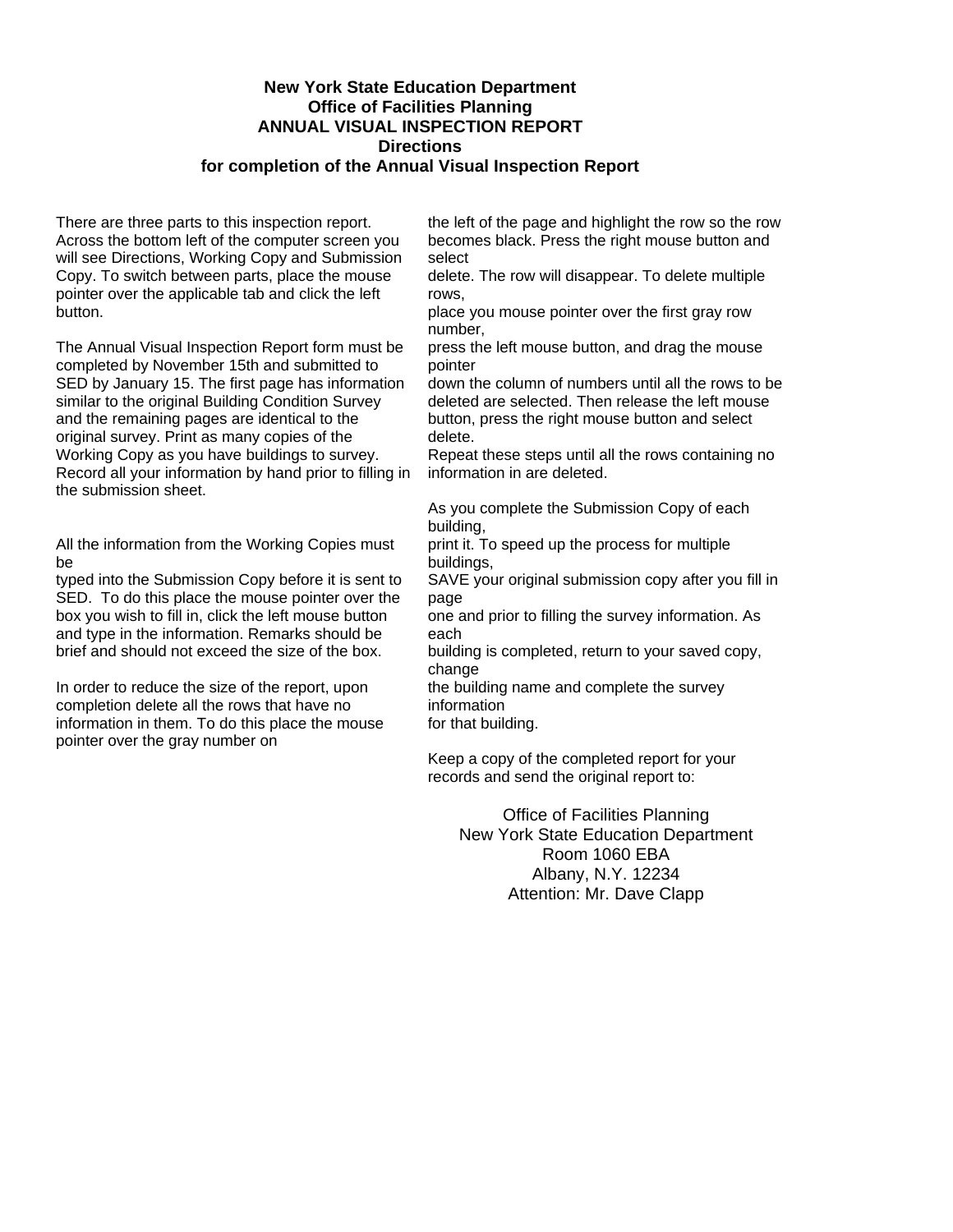**New York State Education Department**
**Office of Facilities Planning**
**ANNUAL VISUAL INSPECTION REPORT**
**Directions**
**for completion of the Annual Visual Inspection Report**

There are three parts to this inspection report. Across the bottom left of the computer screen you will see Directions, Working Copy and Submission Copy. To switch between parts, place the mouse pointer over the applicable tab and click the left button.

The Annual Visual Inspection Report form must be completed by November 15th and submitted to SED by January 15. The first page has information similar to the original Building Condition Survey and the remaining pages are identical to the original survey. Print as many copies of the Working Copy as you have buildings to survey. Record all your information by hand prior to filling in the submission sheet.

All the information from the Working Copies must be typed into the Submission Copy before it is sent to SED. To do this place the mouse pointer over the box you wish to fill in, click the left mouse button and type in the information. Remarks should be brief and should not exceed the size of the box.

In order to reduce the size of the report, upon completion delete all the rows that have no information in them. To do this place the mouse pointer over the gray number on the left of the page and highlight the row so the row becomes black. Press the right mouse button and select delete. The row will disappear. To delete multiple rows, place you mouse pointer over the first gray row number, press the left mouse button, and drag the mouse pointer down the column of numbers until all the rows to be deleted are selected. Then release the left mouse button, press the right mouse button and select delete. Repeat these steps until all the rows containing no information in are deleted.

As you complete the Submission Copy of each building, print it. To speed up the process for multiple buildings, SAVE your original submission copy after you fill in page one and prior to filling the survey information. As each building is completed, return to your saved copy, change the building name and complete the survey information for that building.

Keep a copy of the completed report for your records and send the original report to:

Office of Facilities Planning
New York State Education Department
Room 1060 EBA
Albany, N.Y. 12234
Attention: Mr. Dave Clapp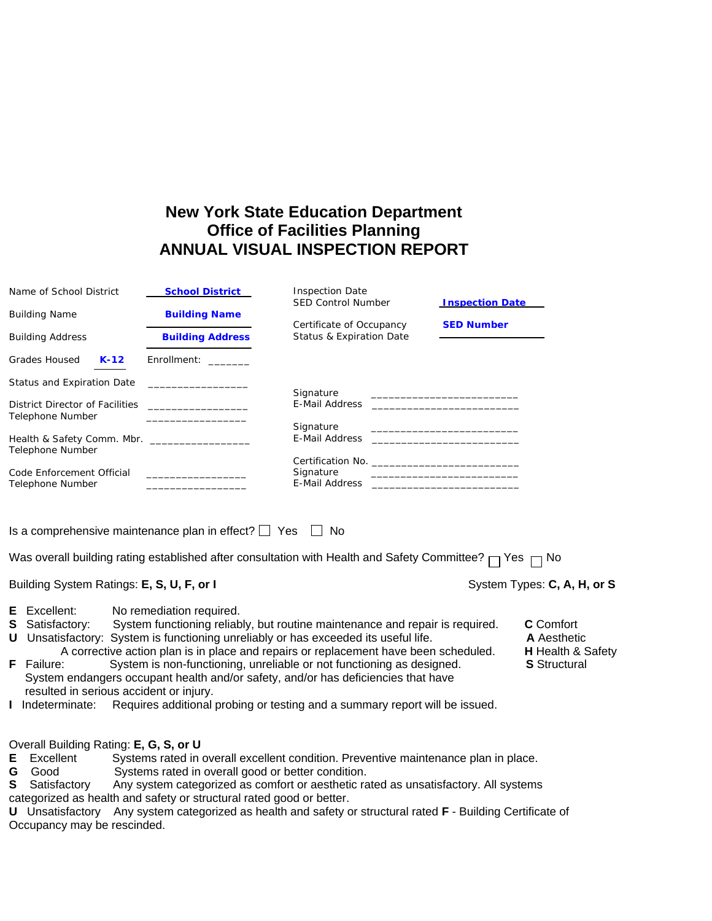# New York State Education Department
## Office of Facilities Planning
## ANNUAL VISUAL INSPECTION REPORT

Name of School District **School District**

Building Name **Building Name**

Building Address **Building Address**

Grades Housed **K-12** Enrollment: _______

Status and Expiration Date _________________

District Director of Facilities _________________
Telephone Number _________________

Health & Safety Comm. Mbr. _________________
Telephone Number

Code Enforcement Official _________________
Telephone Number _________________

Inspection Date
SED Control Number **Inspection Date**

Certificate of Occupancy **SED Number**
Status & Expiration Date

Signature _________________________
E-Mail Address _________________________

Signature _________________________
E-Mail Address _________________________

Certification No. _________________________
Signature _________________________
E-Mail Address _________________________

Is a comprehensive maintenance plan in effect? ☐ Yes ☐ No

Was overall building rating established after consultation with Health and Safety Committee? ☐ Yes ☐ No

Building System Ratings: **E, S, U, F, or I**

System Types: **C, A, H, or S**

**E** Excellent: No remediation required.
**S** Satisfactory: System functioning reliably, but routine maintenance and repair is required.
**U** Unsatisfactory: System is functioning unreliably or has exceeded its useful life. A corrective action plan is in place and repairs or replacement have been scheduled.
**F** Failure: System is non-functioning, unreliable or not functioning as designed. System endangers occupant health and/or safety, and/or has deficiencies that have resulted in serious accident or injury.
**I** Indeterminate: Requires additional probing or testing and a summary report will be issued.

**C** Comfort
**A** Aesthetic
**H** Health & Safety
**S** Structural

Overall Building Rating: **E, G, S, or U**

**E** Excellent Systems rated in overall excellent condition. Preventive maintenance plan in place.
**G** Good Systems rated in overall good or better condition.
**S** Satisfactory Any system categorized as comfort or aesthetic rated as unsatisfactory. All systems categorized as health and safety or structural rated good or better.
**U** Unsatisfactory Any system categorized as health and safety or structural rated **F** - Building Certificate of Occupancy may be rescinded.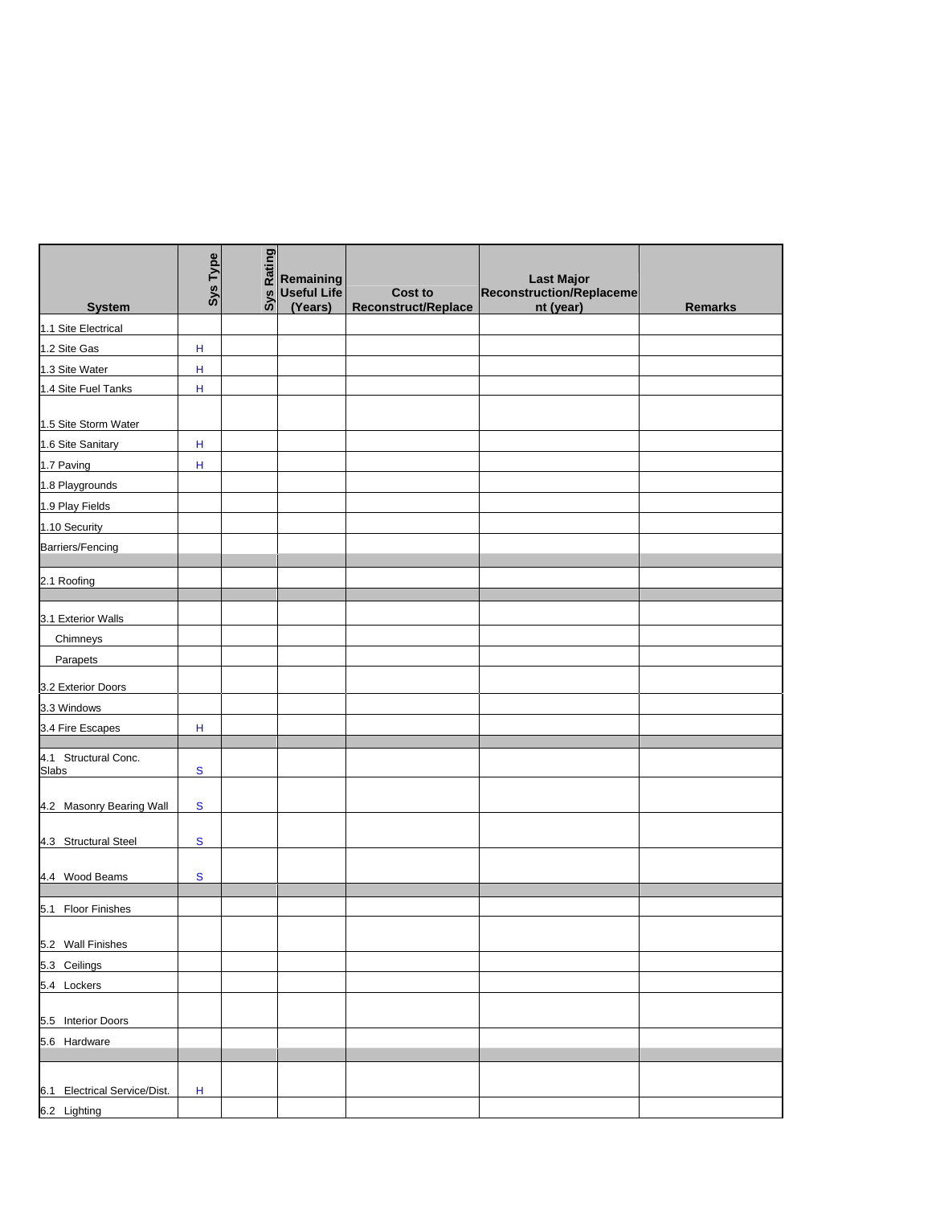| System | Sys Type | Sys Rating | Remaining Useful Life (Years) | Cost to Reconstruct/Replace | Last Major Reconstruction/Replacement (year) | Remarks |
|---|---|---|---|---|---|---|
| 1.1 Site Electrical | | | | | | |
| 1.2 Site Gas | H | | | | | |
| 1.3 Site Water | H | | | | | |
| 1.4 Site Fuel Tanks | H | | | | | |
| 1.5 Site Storm Water | | | | | | |
| 1.6 Site Sanitary | H | | | | | |
| 1.7 Paving | H | | | | | |
| 1.8 Playgrounds | | | | | | |
| 1.9 Play Fields | | | | | | |
| 1.10 Security | | | | | | |
| Barriers/Fencing | | | | | | |
| | | | | | | |
| 2.1 Roofing | | | | | | |
| | | | | | | |
| 3.1 Exterior Walls | | | | | | |
| Chimneys | | | | | | |
| Parapets | | | | | | |
| 3.2 Exterior Doors | | | | | | |
| 3.3 Windows | | | | | | |
| 3.4 Fire Escapes | H | | | | | |
| | | | | | | |
| 4.1 Structural Conc. Slabs | S | | | | | |
| 4.2 Masonry Bearing Wall | S | | | | | |
| 4.3 Structural Steel | S | | | | | |
| 4.4 Wood Beams | S | | | | | |
| | | | | | | |
| 5.1 Floor Finishes | | | | | | |
| 5.2 Wall Finishes | | | | | | |
| 5.3 Ceilings | | | | | | |
| 5.4 Lockers | | | | | | |
| 5.5 Interior Doors | | | | | | |
| 5.6 Hardware | | | | | | |
| | | | | | | |
| 6.1 Electrical Service/Dist. | H | | | | | |
| 6.2 Lighting | | | | | | |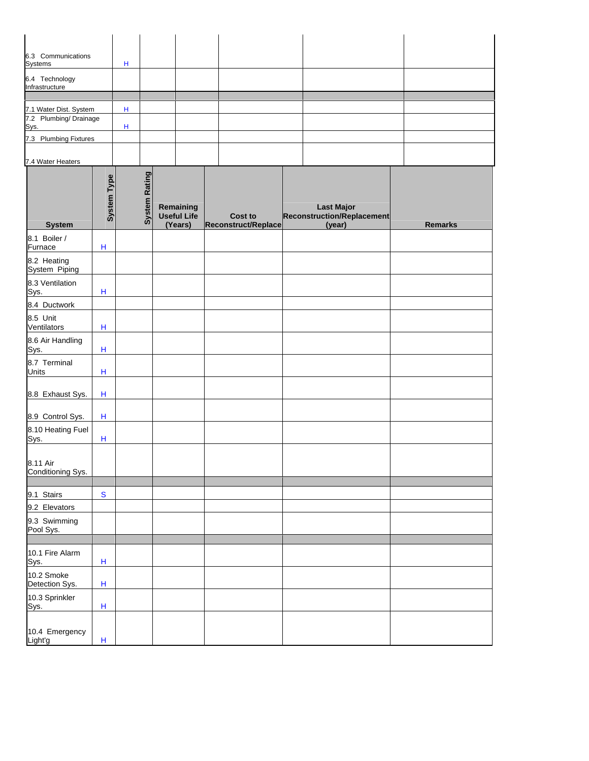| System | System Type | System Rating | Remaining Useful Life (Years) | Cost to Reconstruct/Replace | Last Major Reconstruction/Replacement (year) | Remarks |
|---|---|---|---|---|---|---|
| 6.3 Communications Systems | H | | | | | |
| 6.4 Technology Infrastructure | | | | | | |
| | | | | | | |
| 7.1 Water Dist. System | H | | | | | |
| 7.2 Plumbing/ Drainage Sys. | H | | | | | |
| 7.3 Plumbing Fixtures | | | | | | |
| 7.4 Water Heaters | | | | | | |

| System | System Type | System Rating | Remaining Useful Life (Years) | Cost to Reconstruct/Replace | Last Major Reconstruction/Replacement (year) | Remarks |
|---|---|---|---|---|---|---|
| 8.1 Boiler / Furnace | H | | | | | |
| 8.2 Heating System Piping | | | | | | |
| 8.3 Ventilation Sys. | H | | | | | |
| 8.4 Ductwork | | | | | | |
| 8.5 Unit Ventilators | H | | | | | |
| 8.6 Air Handling Sys. | H | | | | | |
| 8.7 Terminal Units | H | | | | | |
| 8.8 Exhaust Sys. | H | | | | | |
| 8.9 Control Sys. | H | | | | | |
| 8.10 Heating Fuel Sys. | H | | | | | |
| 8.11 Air Conditioning Sys. | | | | | | |
| | | | | | | |
| 9.1 Stairs | S | | | | | |
| 9.2 Elevators | | | | | | |
| 9.3 Swimming Pool Sys. | | | | | | |
| | | | | | | |
| 10.1 Fire Alarm Sys. | H | | | | | |
| 10.2 Smoke Detection Sys. | H | | | | | |
| 10.3 Sprinkler Sys. | H | | | | | |
| 10.4 Emergency Light'g | H | | | | | |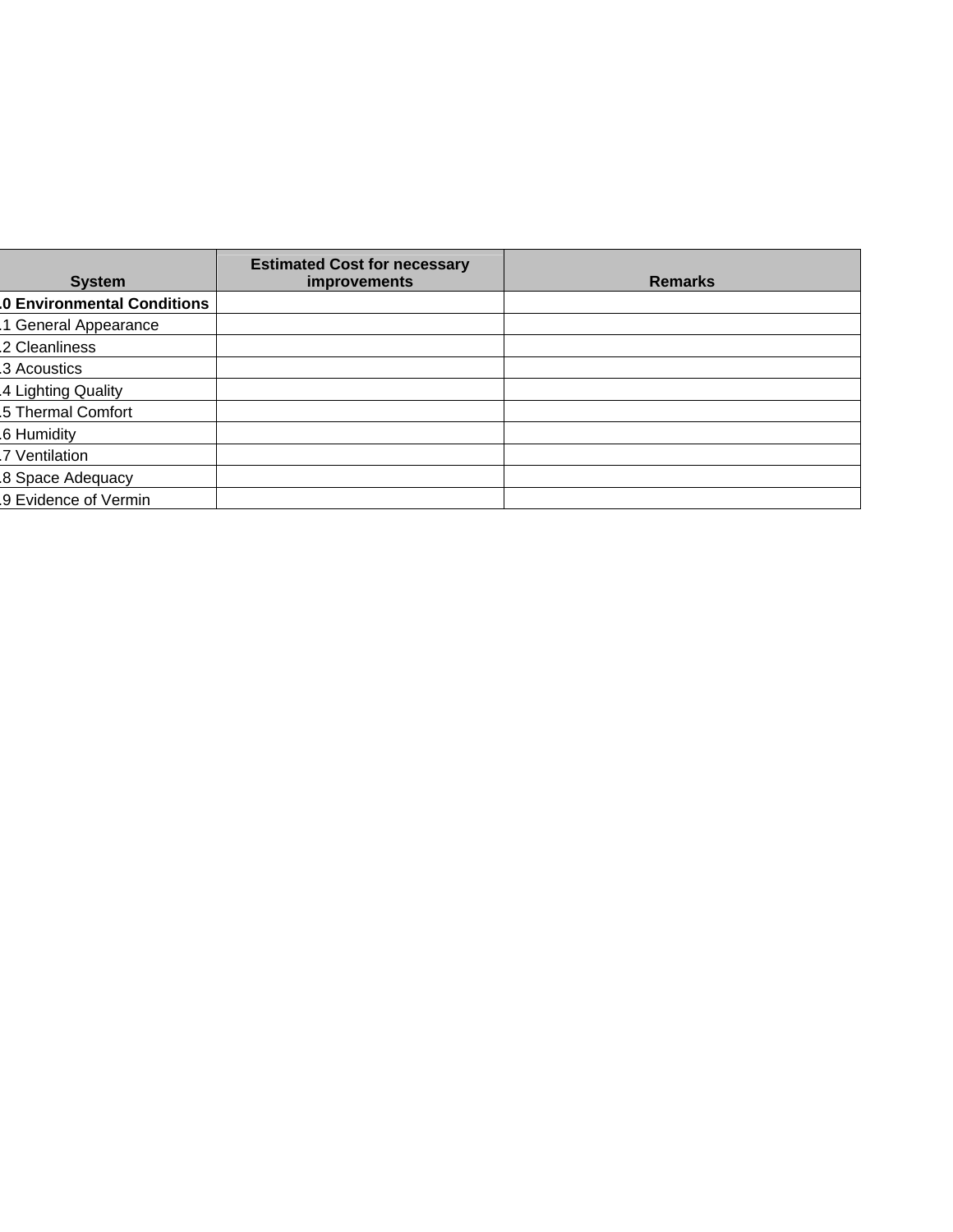| System | Estimated Cost for necessary improvements | Remarks |
|---|---|---|
| **.0 Environmental Conditions** | | |
| .1 General Appearance | | |
| .2 Cleanliness | | |
| .3 Acoustics | | |
| .4 Lighting Quality | | |
| .5 Thermal Comfort | | |
| .6 Humidity | | |
| .7 Ventilation | | |
| .8 Space Adequacy | | |
| .9 Evidence of Vermin | | |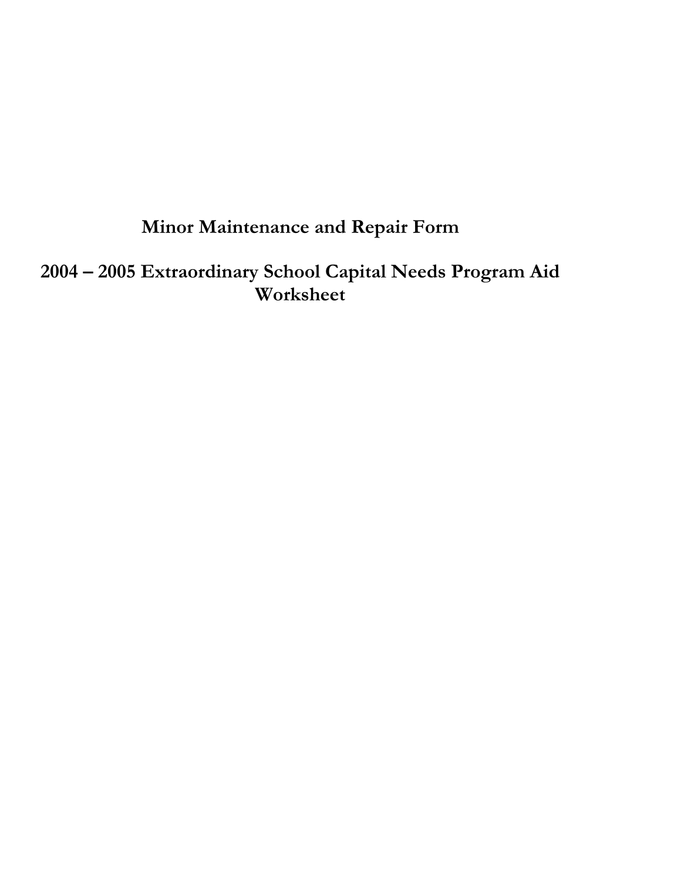# Minor Maintenance and Repair Form

# 2004 – 2005 Extraordinary School Capital Needs Program Aid Worksheet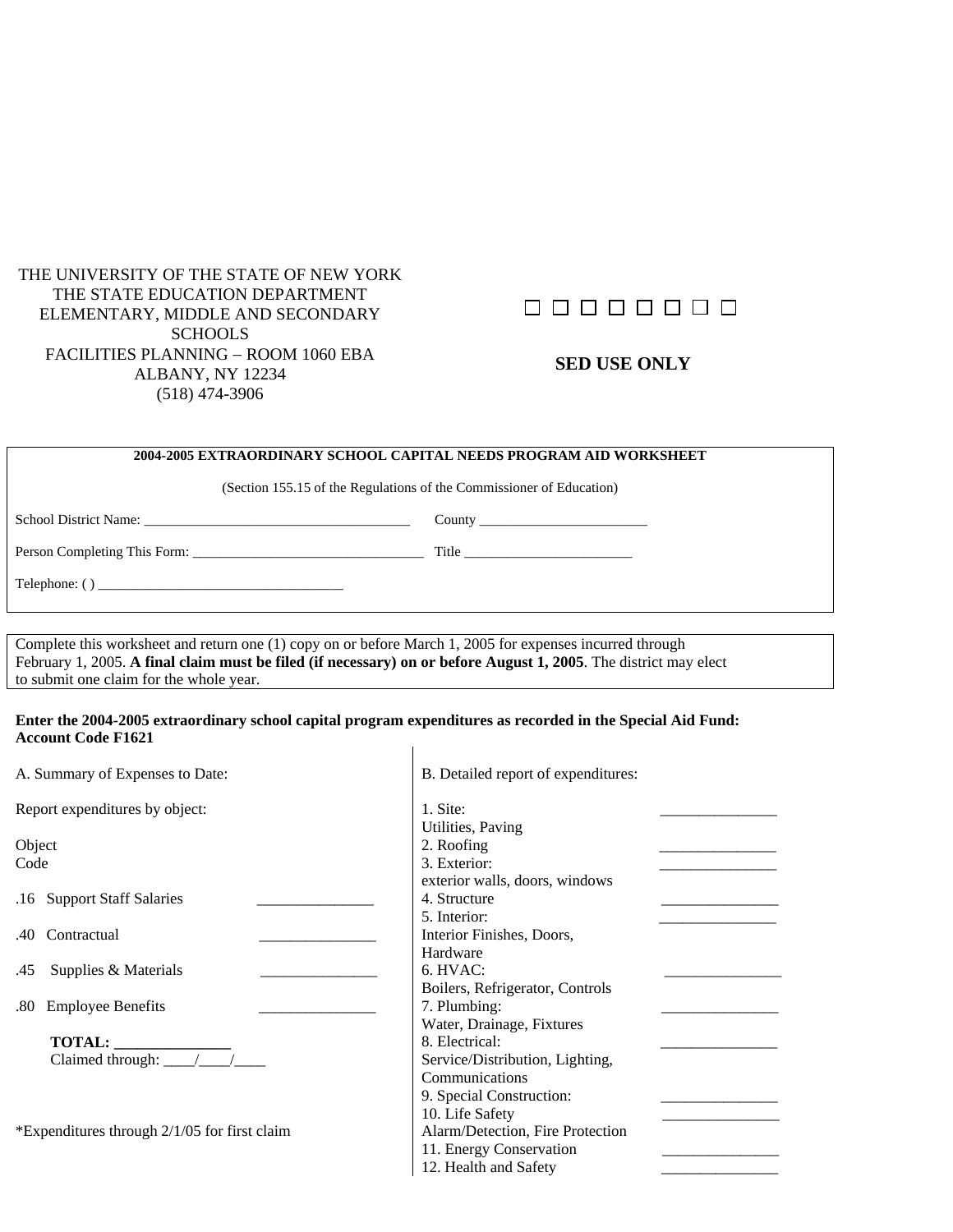THE UNIVERSITY OF THE STATE OF NEW YORK
THE STATE EDUCATION DEPARTMENT
ELEMENTARY, MIDDLE AND SECONDARY SCHOOLS
FACILITIES PLANNING – ROOM 1060 EBA
ALBANY, NY 12234
(518) 474-3906

☐ ☐ ☐ ☐ ☐ ☐ ☐ ☐

**SED USE ONLY**

**2004-2005 EXTRAORDINARY SCHOOL CAPITAL NEEDS PROGRAM AID WORKSHEET**

(Section 155.15 of the Regulations of the Commissioner of Education)

School District Name: ______________________________________ County ________________________

Person Completing This Form: ________________________________ Title ________________________

Telephone: ( ) __________________________________

Complete this worksheet and return one (1) copy on or before March 1, 2005 for expenses incurred through February 1, 2005. **A final claim must be filed (if necessary) on or before August 1, 2005**. The district may elect to submit one claim for the whole year.

**Enter the 2004-2005 extraordinary school capital program expenditures as recorded in the Special Aid Fund: Account Code F1621**

A. Summary of Expenses to Date:

Report expenditures by object:

| Object Code | | |
|---|---|---|
| .16 | Support Staff Salaries | _______________ |
| .40 | Contractual | _______________ |
| .45 | Supplies & Materials | _______________ |
| .80 | Employee Benefits | _______________ |

**TOTAL: _______________**
Claimed through: ____/____/____

*Expenditures through 2/1/05 for first claim

B. Detailed report of expenditures:

| | |
|---|---|
| 1. Site: Utilities, Paving | _______________ |
| 2. Roofing | _______________ |
| 3. Exterior: exterior walls, doors, windows | _______________ |
| 4. Structure | _______________ |
| 5. Interior: Interior Finishes, Doors, Hardware | _______________ |
| 6. HVAC: Boilers, Refrigerator, Controls | _______________ |
| 7. Plumbing: Water, Drainage, Fixtures | _______________ |
| 8. Electrical: Service/Distribution, Lighting, Communications | _______________ |
| 9. Special Construction: | _______________ |
| 10. Life Safety Alarm/Detection, Fire Protection | _______________ |
| 11. Energy Conservation | _______________ |
| 12. Health and Safety | _______________ |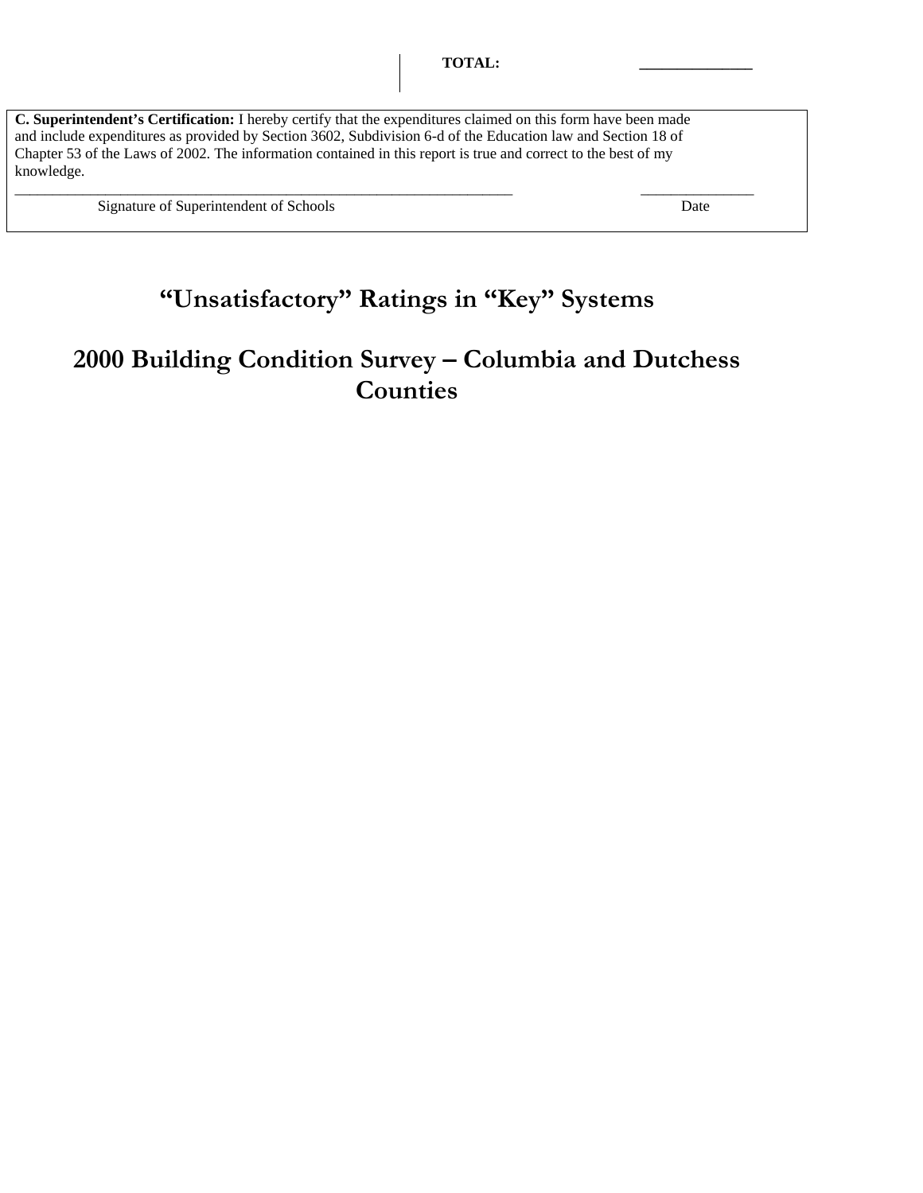**TOTAL:** ______________

**C. Superintendent's Certification:** I hereby certify that the expenditures claimed on this form have been made and include expenditures as provided by Section 3602, Subdivision 6-d of the Education law and Section 18 of Chapter 53 of the Laws of 2002. The information contained in this report is true and correct to the best of my knowledge.

_______________________________________________ ______________

Signature of Superintendent of Schools Date

# "Unsatisfactory" Ratings in "Key" Systems

# 2000 Building Condition Survey – Columbia and Dutchess Counties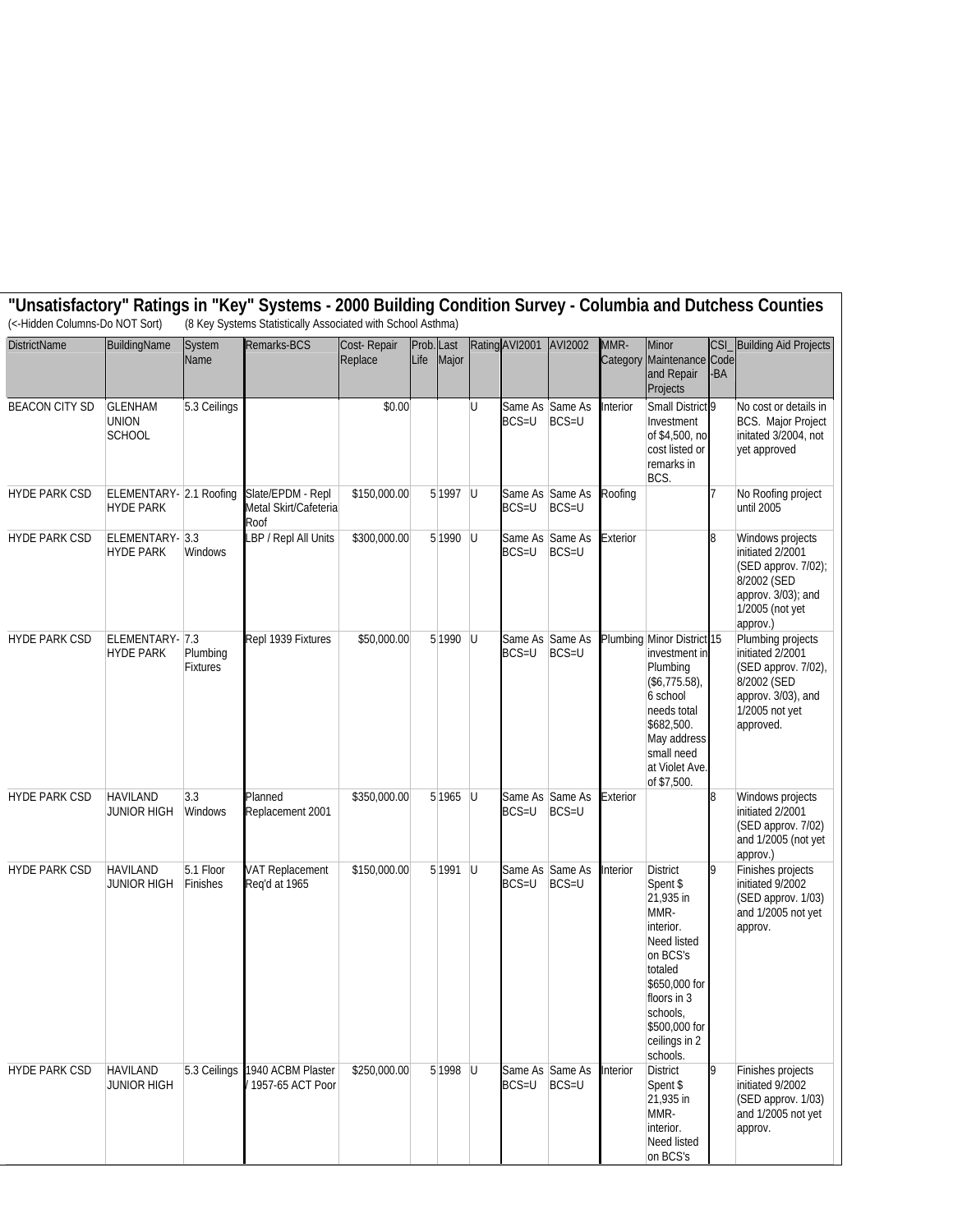# "Unsatisfactory" Ratings in "Key" Systems - 2000 Building Condition Survey - Columbia and Dutchess Counties

(<-Hidden Columns-Do NOT Sort) (8 Key Systems Statistically Associated with School Asthma)

| DistrictName | BuildingName | System Name | Remarks-BCS | Cost- Repair Replace | Prob. Life | Last Major | Rating | AVI2001 | AVI2002 | MMR-Category | Minor Maintenance and Repair Projects | CSI_Code-BA | Building Aid Projects |
|---|---|---|---|---|---|---|---|---|---|---|---|---|---|
| BEACON CITY SD | GLENHAM UNION SCHOOL | 5.3 Ceilings | | $0.00 | | | U | Same As BCS=U | Same As BCS=U | Interior | Small District Investment of $4,500, no cost listed or remarks in BCS. | 9 | No cost or details in BCS. Major Project initated 3/2004, not yet approved |
| HYDE PARK CSD | ELEMENTARY-HYDE PARK | 2.1 Roofing | Slate/EPDM - Repl Metal Skirt/Cafeteria Roof | $150,000.00 | 5 | 1997 | U | Same As BCS=U | Same As BCS=U | Roofing | | 7 | No Roofing project until 2005 |
| HYDE PARK CSD | ELEMENTARY-HYDE PARK | 3.3 Windows | LBP / Repl All Units | $300,000.00 | 5 | 1990 | U | Same As BCS=U | Same As BCS=U | Exterior | | 8 | Windows projects initiated 2/2001 (SED approv. 7/02); 8/2002 (SED approv. 3/03); and 1/2005 (not yet approv.) |
| HYDE PARK CSD | ELEMENTARY-HYDE PARK | 7.3 Plumbing Fixtures | Repl 1939 Fixtures | $50,000.00 | 5 | 1990 | U | Same As BCS=U | Same As BCS=U | Plumbing | Minor District investment in Plumbing ($6,775.58), 6 school needs total $682,500. May address small need at Violet Ave. of $7,500. | 15 | Plumbing projects initiated 2/2001 (SED approv. 7/02), 8/2002 (SED approv. 3/03), and 1/2005 not yet approved. |
| HYDE PARK CSD | HAVILAND JUNIOR HIGH | 3.3 Windows | Planned Replacement 2001 | $350,000.00 | 5 | 1965 | U | Same As BCS=U | Same As BCS=U | Exterior | | 8 | Windows projects initiated 2/2001 (SED approv. 7/02) and 1/2005 (not yet approv.) |
| HYDE PARK CSD | HAVILAND JUNIOR HIGH | 5.1 Floor Finishes | VAT Replacement Req'd at 1965 | $150,000.00 | 5 | 1991 | U | Same As BCS=U | Same As BCS=U | Interior | District Spent $ 21,935 in MMR-interior. Need listed on BCS's totaled $650,000 for floors in 3 schools, $500,000 for ceilings in 2 schools. | 9 | Finishes projects initiated 9/2002 (SED approv. 1/03) and 1/2005 not yet approv. |
| HYDE PARK CSD | HAVILAND JUNIOR HIGH | 5.3 Ceilings | 1940 ACBM Plaster / 1957-65 ACT Poor | $250,000.00 | 5 | 1998 | U | Same As BCS=U | Same As BCS=U | Interior | District Spent $ 21,935 in MMR-interior. Need listed on BCS's | 9 | Finishes projects initiated 9/2002 (SED approv. 1/03) and 1/2005 not yet approv. |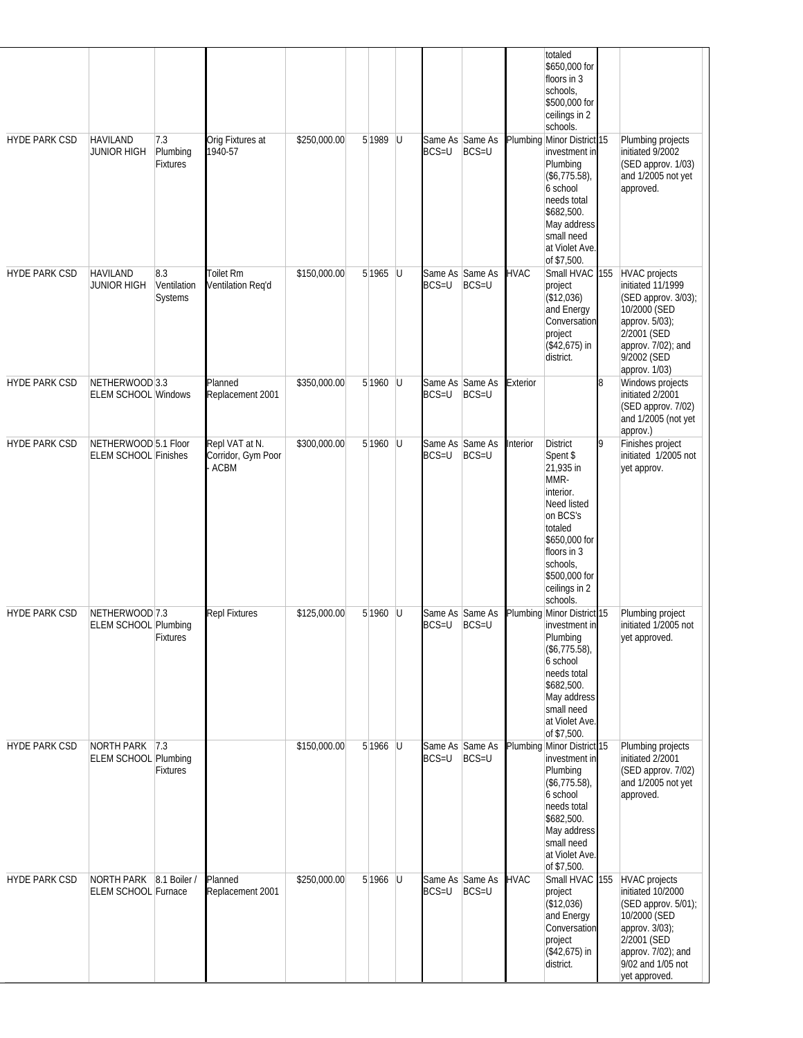| | | | | | | | | | | | | | |
|---|---|---|---|---|---|---|---|---|---|---|---|---|---|
| | | | | | | | | | | | totaled $650,000 for floors in 3 schools, $500,000 for ceilings in 2 schools. | | |
| HYDE PARK CSD | HAVILAND JUNIOR HIGH | 7.3 Plumbing Fixtures | Orig Fixtures at 1940-57 | $250,000.00 | 5 | 1989 | U | Same As BCS=U | Same As BCS=U | Plumbing | Minor District investment in Plumbing ($6,775.58), 6 school needs total $682,500. May address small need at Violet Ave. of $7,500. | 15 | Plumbing projects initiated 9/2002 (SED approv. 1/03) and 1/2005 not yet approved. |
| HYDE PARK CSD | HAVILAND JUNIOR HIGH | 8.3 Ventilation Systems | Toilet Rm Ventilation Req'd | $150,000.00 | 5 | 1965 | U | Same As BCS=U | Same As BCS=U | HVAC | Small HVAC project ($12,036) and Energy Conversation project ($42,675) in district. | 155 | HVAC projects initiated 11/1999 (SED approv. 3/03); 10/2000 (SED approv. 5/03); 2/2001 (SED approv. 7/02); and 9/2002 (SED approv. 1/03) |
| HYDE PARK CSD | NETHERWOOD ELEM SCHOOL | 3.3 Windows | Planned Replacement 2001 | $350,000.00 | 5 | 1960 | U | Same As BCS=U | Same As BCS=U | Exterior | | 8 | Windows projects initiated 2/2001 (SED approv. 7/02) and 1/2005 (not yet approv.) |
| HYDE PARK CSD | NETHERWOOD ELEM SCHOOL | 5.1 Floor Finishes | Repl VAT at N. Corridor, Gym Poor - ACBM | $300,000.00 | 5 | 1960 | U | Same As BCS=U | Same As BCS=U | Interior | District Spent $ 21,935 in MMR-interior. Need listed on BCS's totaled $650,000 for floors in 3 schools, $500,000 for ceilings in 2 schools. | 9 | Finishes project initiated 1/2005 not yet approv. |
| HYDE PARK CSD | NETHERWOOD ELEM SCHOOL | 7.3 Plumbing Fixtures | Repl Fixtures | $125,000.00 | 5 | 1960 | U | Same As BCS=U | Same As BCS=U | Plumbing | Minor District investment in Plumbing ($6,775.58), 6 school needs total $682,500. May address small need at Violet Ave. of $7,500. | 15 | Plumbing project initiated 1/2005 not yet approved. |
| HYDE PARK CSD | NORTH PARK ELEM SCHOOL | 7.3 Plumbing Fixtures | | $150,000.00 | 5 | 1966 | U | Same As BCS=U | Same As BCS=U | Plumbing | Minor District investment in Plumbing ($6,775.58), 6 school needs total $682,500. May address small need at Violet Ave. of $7,500. | 15 | Plumbing projects initiated 2/2001 (SED approv. 7/02) and 1/2005 not yet approved. |
| HYDE PARK CSD | NORTH PARK ELEM SCHOOL | 8.1 Boiler / Furnace | Planned Replacement 2001 | $250,000.00 | 5 | 1966 | U | Same As BCS=U | Same As BCS=U | HVAC | Small HVAC project ($12,036) and Energy Conversation project ($42,675) in district. | 155 | HVAC projects initiated 10/2000 (SED approv. 5/01); 10/2000 (SED approv. 3/03); 2/2001 (SED approv. 7/02); and 9/02 and 1/05 not yet approved. |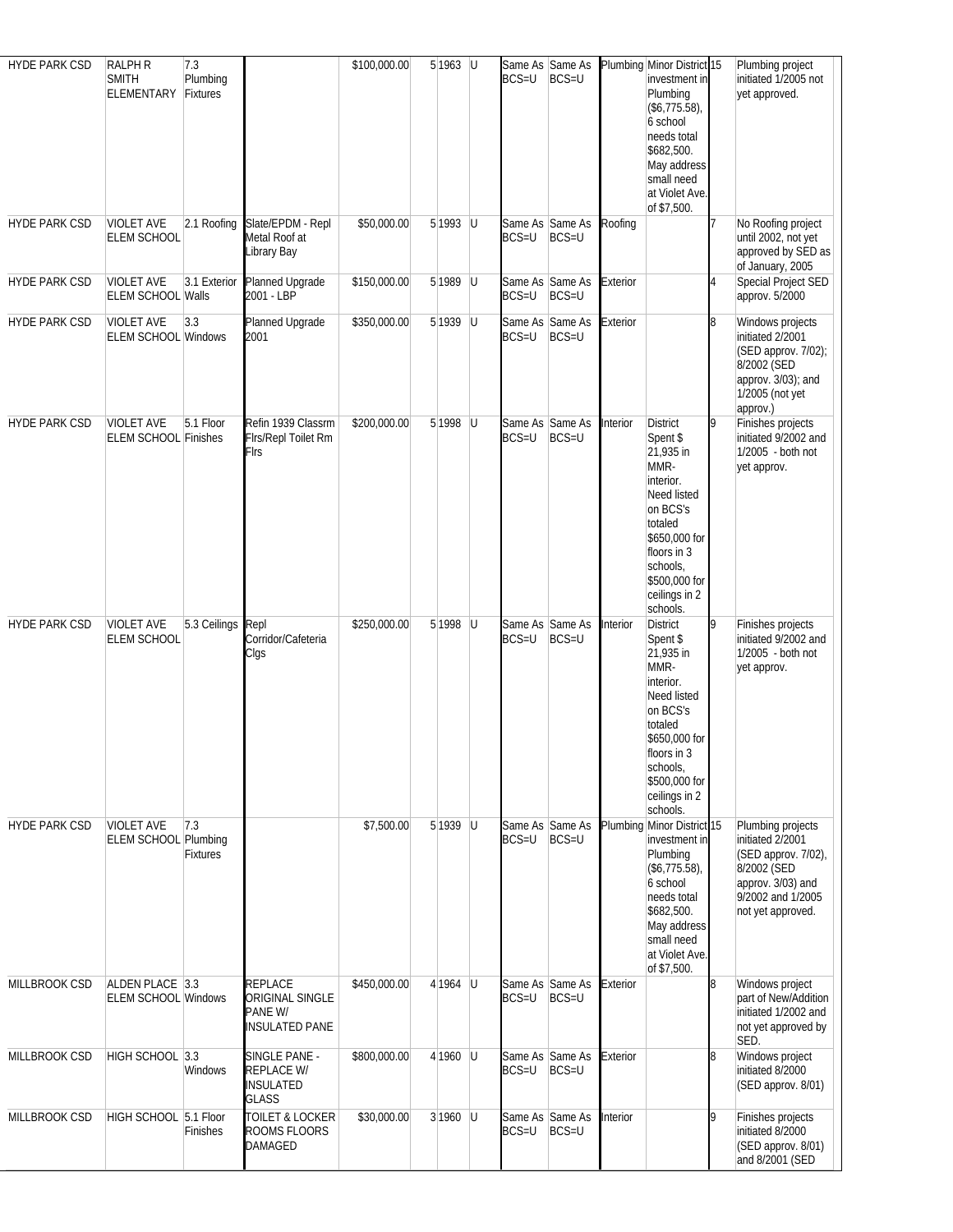| | | | | | | | | | | | | | |
|---|---|---|---|---|---|---|---|---|---|---|---|---|---|
| HYDE PARK CSD | RALPH R SMITH ELEMENTARY | 7.3 Plumbing Fixtures | | $100,000.00 | 5 | 1963 | U | Same As BCS=U | Same As BCS=U | Plumbing | Minor District investment in Plumbing ($6,775.58), 6 school needs total $682,500. May address small need at Violet Ave. of $7,500. | 15 | Plumbing project initiated 1/2005 not yet approved. |
| HYDE PARK CSD | VIOLET AVE ELEM SCHOOL | 2.1 Roofing | Slate/EPDM - Repl Metal Roof at Library Bay | $50,000.00 | 5 | 1993 | U | Same As BCS=U | Same As BCS=U | Roofing | | 7 | No Roofing project until 2002, not yet approved by SED as of January, 2005 |
| HYDE PARK CSD | VIOLET AVE ELEM SCHOOL | 3.1 Exterior Walls | Planned Upgrade 2001 - LBP | $150,000.00 | 5 | 1989 | U | Same As BCS=U | Same As BCS=U | Exterior | | 4 | Special Project SED approv. 5/2000 |
| HYDE PARK CSD | VIOLET AVE ELEM SCHOOL | 3.3 Windows | Planned Upgrade 2001 | $350,000.00 | 5 | 1939 | U | Same As BCS=U | Same As BCS=U | Exterior | | 8 | Windows projects initiated 2/2001 (SED approv. 7/02); 8/2002 (SED approv. 3/03); and 1/2005 (not yet approv.) |
| HYDE PARK CSD | VIOLET AVE ELEM SCHOOL | 5.1 Floor Finishes | Refin 1939 Classrm Flrs/Repl Toilet Rm Flrs | $200,000.00 | 5 | 1998 | U | Same As BCS=U | Same As BCS=U | Interior | District Spent $ 21,935 in MMR-interior. Need listed on BCS's totaled $650,000 for floors in 3 schools, $500,000 for ceilings in 2 schools. | 9 | Finishes projects initiated 9/2002 and 1/2005 - both not yet approv. |
| HYDE PARK CSD | VIOLET AVE ELEM SCHOOL | 5.3 Ceilings | Repl Corridor/Cafeteria Clgs | $250,000.00 | 5 | 1998 | U | Same As BCS=U | Same As BCS=U | Interior | District Spent $ 21,935 in MMR-interior. Need listed on BCS's totaled $650,000 for floors in 3 schools, $500,000 for ceilings in 2 schools. | 9 | Finishes projects initiated 9/2002 and 1/2005 - both not yet approv. |
| HYDE PARK CSD | VIOLET AVE ELEM SCHOOL | 7.3 Plumbing Fixtures | | $7,500.00 | 5 | 1939 | U | Same As BCS=U | Same As BCS=U | Plumbing | Minor District investment in Plumbing ($6,775.58), 6 school needs total $682,500. May address small need at Violet Ave. of $7,500. | 15 | Plumbing projects initiated 2/2001 (SED approv. 7/02), 8/2002 (SED approv. 3/03) and 9/2002 and 1/2005 not yet approved. |
| MILLBROOK CSD | ALDEN PLACE ELEM SCHOOL | 3.3 Windows | REPLACE ORIGINAL SINGLE PANE W/ INSULATED PANE | $450,000.00 | 4 | 1964 | U | Same As BCS=U | Same As BCS=U | Exterior | | 8 | Windows project part of New/Addition initiated 1/2002 and not yet approved by SED. |
| MILLBROOK CSD | HIGH SCHOOL | 3.3 Windows | SINGLE PANE - REPLACE W/ INSULATED GLASS | $800,000.00 | 4 | 1960 | U | Same As BCS=U | Same As BCS=U | Exterior | | 8 | Windows project initiated 8/2000 (SED approv. 8/01) |
| MILLBROOK CSD | HIGH SCHOOL | 5.1 Floor Finishes | TOILET & LOCKER ROOMS FLOORS DAMAGED | $30,000.00 | 3 | 1960 | U | Same As BCS=U | Same As BCS=U | Interior | | 9 | Finishes projects initiated 8/2000 (SED approv. 8/01) and 8/2001 (SED |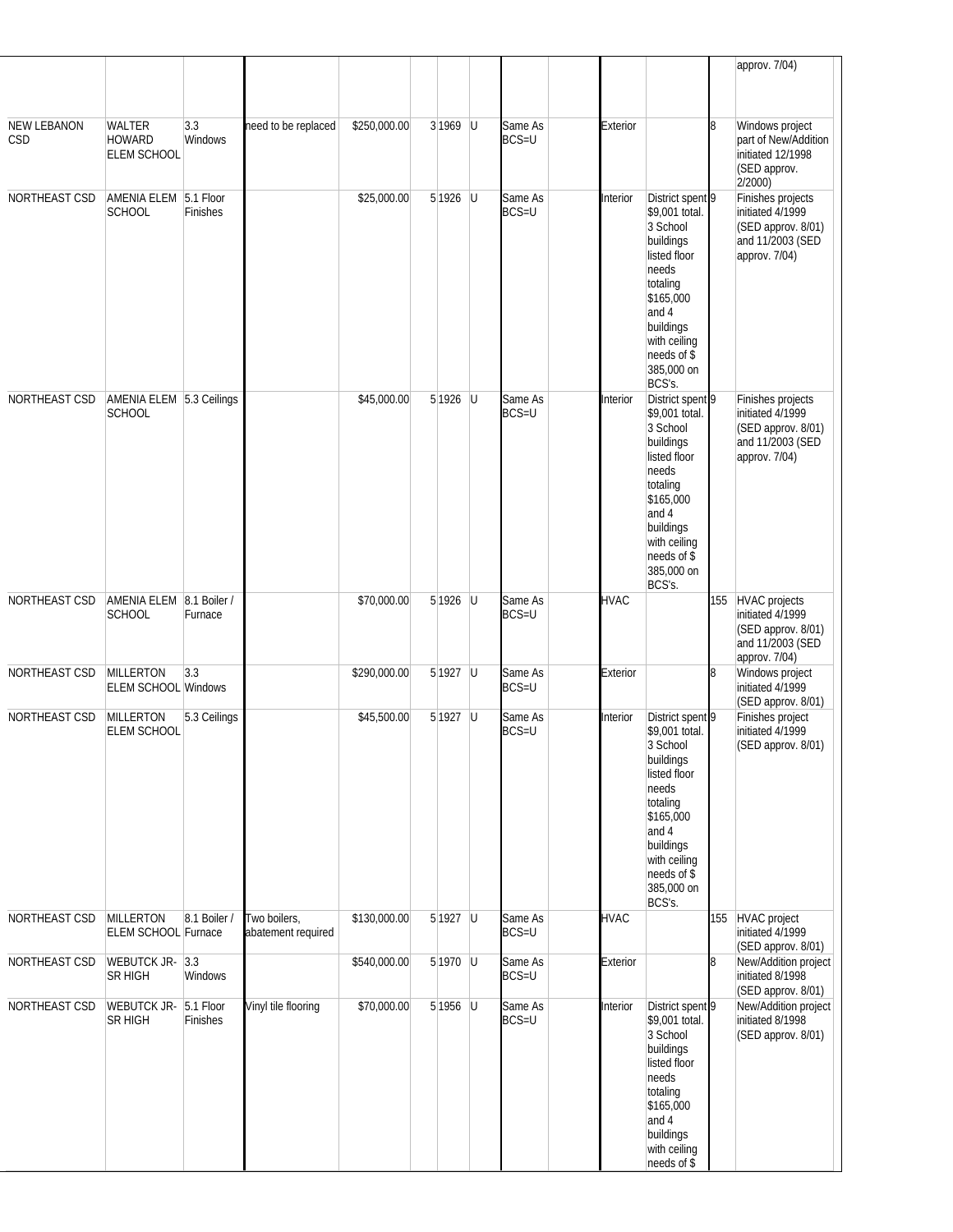| | | | | | | | | | | | | | |
|---|---|---|---|---|---|---|---|---|---|---|---|---|---|
| | | | | | | | | | | | | | approv. 7/04) |
| NEW LEBANON CSD | WALTER HOWARD ELEM SCHOOL | 3.3 Windows | need to be replaced | $250,000.00 | 3 | 1969 | U | Same As BCS=U | | Exterior | | 8 | Windows project part of New/Addition initiated 12/1998 (SED approv. 2/2000) |
| NORTHEAST CSD | AMENIA ELEM SCHOOL | 5.1 Floor Finishes | | $25,000.00 | 5 | 1926 | U | Same As BCS=U | | Interior | District spent $9,001 total. 3 School buildings listed floor needs totaling $165,000 and 4 buildings with ceiling needs of $ 385,000 on BCS's. | 9 | Finishes projects initiated 4/1999 (SED approv. 8/01) and 11/2003 (SED approv. 7/04) |
| NORTHEAST CSD | AMENIA ELEM SCHOOL | 5.3 Ceilings | | $45,000.00 | 5 | 1926 | U | Same As BCS=U | | Interior | District spent $9,001 total. 3 School buildings listed floor needs totaling $165,000 and 4 buildings with ceiling needs of $ 385,000 on BCS's. | 9 | Finishes projects initiated 4/1999 (SED approv. 8/01) and 11/2003 (SED approv. 7/04) |
| NORTHEAST CSD | AMENIA ELEM SCHOOL | 8.1 Boiler / Furnace | | $70,000.00 | 5 | 1926 | U | Same As BCS=U | | HVAC | | 155 | HVAC projects initiated 4/1999 (SED approv. 8/01) and 11/2003 (SED approv. 7/04) |
| NORTHEAST CSD | MILLERTON ELEM SCHOOL | 3.3 Windows | | $290,000.00 | 5 | 1927 | U | Same As BCS=U | | Exterior | | 8 | Windows project initiated 4/1999 (SED approv. 8/01) |
| NORTHEAST CSD | MILLERTON ELEM SCHOOL | 5.3 Ceilings | | $45,500.00 | 5 | 1927 | U | Same As BCS=U | | Interior | District spent $9,001 total. 3 School buildings listed floor needs totaling $165,000 and 4 buildings with ceiling needs of $ 385,000 on BCS's. | 9 | Finishes project initiated 4/1999 (SED approv. 8/01) |
| NORTHEAST CSD | MILLERTON ELEM SCHOOL | 8.1 Boiler / Furnace | Two boilers, abatement required | $130,000.00 | 5 | 1927 | U | Same As BCS=U | | HVAC | | 155 | HVAC project initiated 4/1999 (SED approv. 8/01) |
| NORTHEAST CSD | WEBUTCK JR-SR HIGH | 3.3 Windows | | $540,000.00 | 5 | 1970 | U | Same As BCS=U | | Exterior | | 8 | New/Addition project initiated 8/1998 (SED approv. 8/01) |
| NORTHEAST CSD | WEBUTCK JR-SR HIGH | 5.1 Floor Finishes | Vinyl tile flooring | $70,000.00 | 5 | 1956 | U | Same As BCS=U | | Interior | District spent $9,001 total. 3 School buildings listed floor needs totaling $165,000 and 4 buildings with ceiling needs of $ | 9 | New/Addition project initiated 8/1998 (SED approv. 8/01) |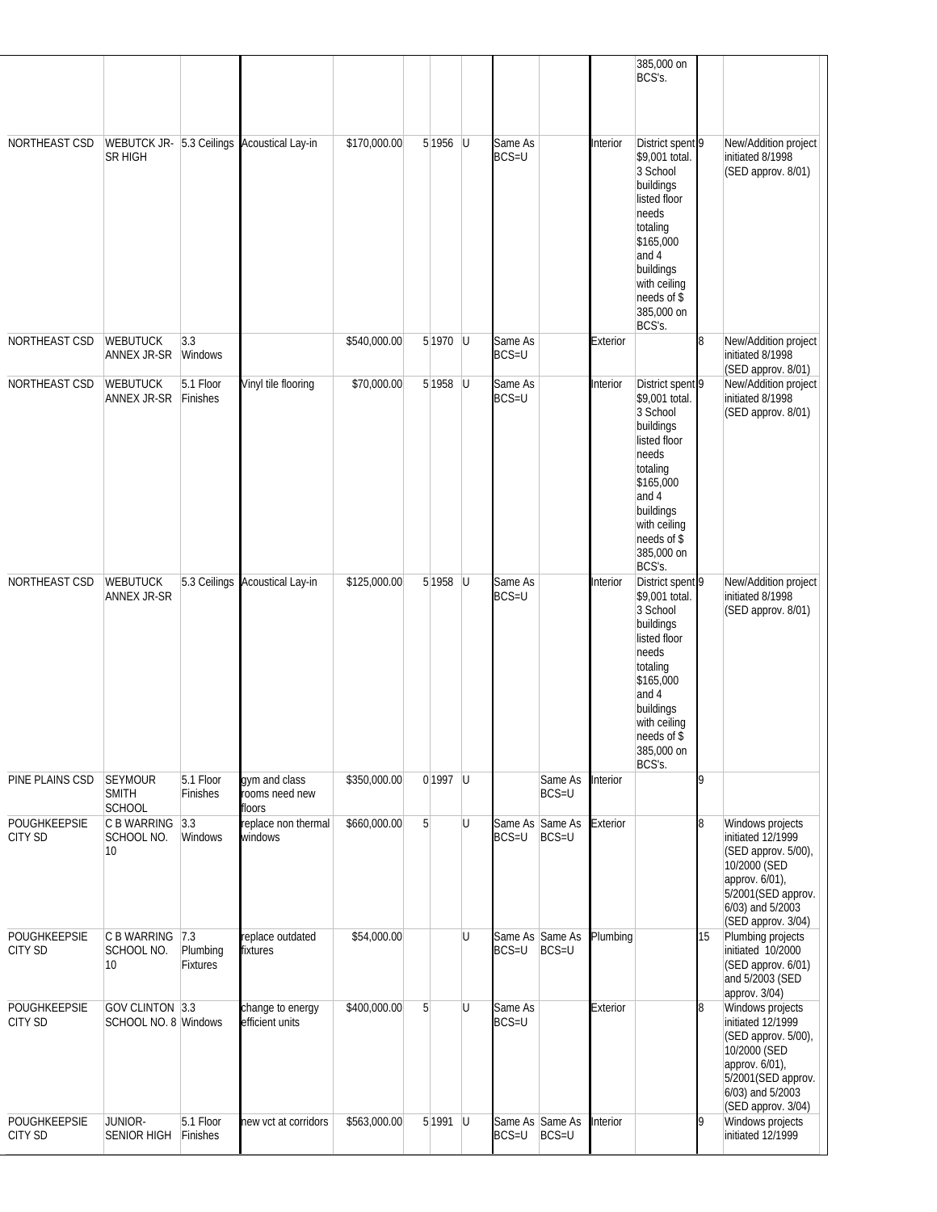| | | | | | | | | | | | | | |
|---|---|---|---|---|---|---|---|---|---|---|---|---|---|
| | | | | | | | | | | | 385,000 on BCS's. | | |
| NORTHEAST CSD | WEBUTCK JR-SR HIGH | 5.3 Ceilings | Acoustical Lay-in | $170,000.00 | 5 | 1956 | U | Same As BCS=U | | Interior | District spent $9,001 total. 3 School buildings listed floor needs totaling $165,000 and 4 buildings with ceiling needs of $ 385,000 on BCS's. | 9 | New/Addition project initiated 8/1998 (SED approv. 8/01) |
| NORTHEAST CSD | WEBUTUCK ANNEX JR-SR | 3.3 Windows | | $540,000.00 | 5 | 1970 | U | Same As BCS=U | | Exterior | | 8 | New/Addition project initiated 8/1998 (SED approv. 8/01) |
| NORTHEAST CSD | WEBUTUCK ANNEX JR-SR | 5.1 Floor Finishes | Vinyl tile flooring | $70,000.00 | 5 | 1958 | U | Same As BCS=U | | Interior | District spent $9,001 total. 3 School buildings listed floor needs totaling $165,000 and 4 buildings with ceiling needs of $ 385,000 on BCS's. | 9 | New/Addition project initiated 8/1998 (SED approv. 8/01) |
| NORTHEAST CSD | WEBUTUCK ANNEX JR-SR | 5.3 Ceilings | Acoustical Lay-in | $125,000.00 | 5 | 1958 | U | Same As BCS=U | | Interior | District spent $9,001 total. 3 School buildings listed floor needs totaling $165,000 and 4 buildings with ceiling needs of $ 385,000 on BCS's. | 9 | New/Addition project initiated 8/1998 (SED approv. 8/01) |
| PINE PLAINS CSD | SEYMOUR SMITH SCHOOL | 5.1 Floor Finishes | gym and class rooms need new floors | $350,000.00 | 0 | 1997 | U | | Same As BCS=U | Interior | | 9 | |
| POUGHKEEPSIE CITY SD | C B WARRING SCHOOL NO. 10 | 3.3 Windows | replace non thermal windows | $660,000.00 | 5 | | U | Same As BCS=U | Same As BCS=U | Exterior | | 8 | Windows projects initiated 12/1999 (SED approv. 5/00), 10/2000 (SED approv. 6/01), 5/2001(SED approv. 6/03) and 5/2003 (SED approv. 3/04) |
| POUGHKEEPSIE CITY SD | C B WARRING SCHOOL NO. 10 | 7.3 Plumbing Fixtures | replace outdated fixtures | $54,000.00 | | | U | Same As BCS=U | Same As BCS=U | Plumbing | | 15 | Plumbing projects initiated 10/2000 (SED approv. 6/01) and 5/2003 (SED approv. 3/04) |
| POUGHKEEPSIE CITY SD | GOV CLINTON SCHOOL NO. 8 | 3.3 Windows | change to energy efficient units | $400,000.00 | 5 | | U | Same As BCS=U | | Exterior | | 8 | Windows projects initiated 12/1999 (SED approv. 5/00), 10/2000 (SED approv. 6/01), 5/2001(SED approv. 6/03) and 5/2003 (SED approv. 3/04) |
| POUGHKEEPSIE CITY SD | JUNIOR-SENIOR HIGH | 5.1 Floor Finishes | new vct at corridors | $563,000.00 | 5 | 1991 | U | Same As BCS=U | Same As BCS=U | Interior | | 9 | Windows projects initiated 12/1999 |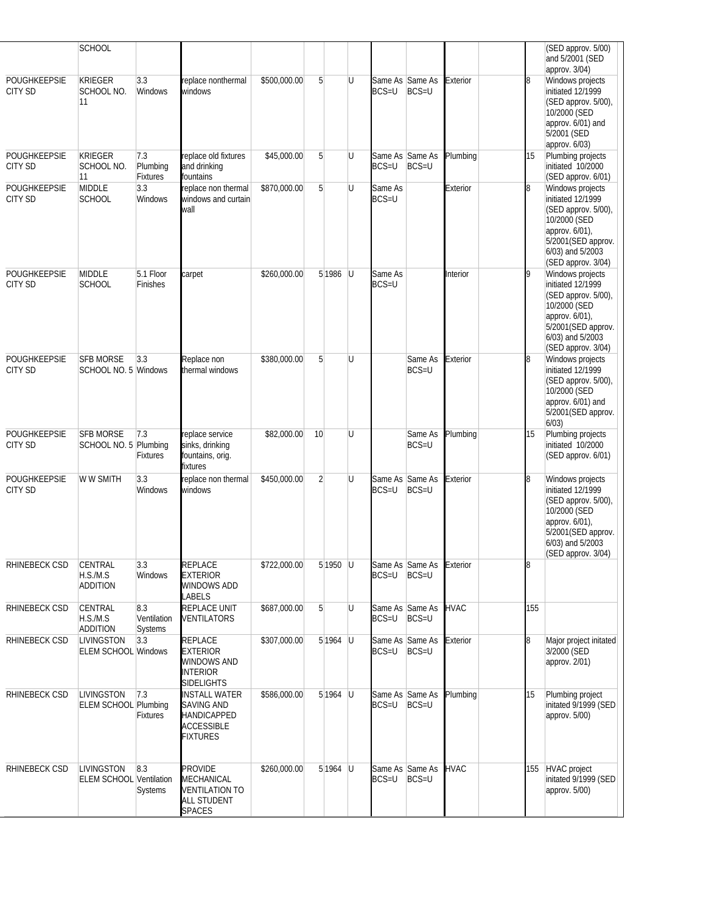| | | | | | | | | | | | | | |
|---|---|---|---|---|---|---|---|---|---|---|---|---|---|
| | SCHOOL | | | | | | | | | | | | (SED approv. 5/00) and 5/2001 (SED approv. 3/04) |
| POUGHKEEPSIE CITY SD | KRIEGER SCHOOL NO. 11 | 3.3 Windows | replace nonthermal windows | $500,000.00 | 5 | | U | Same As BCS=U | Same As BCS=U | Exterior | | 8 | Windows projects initiated 12/1999 (SED approv. 5/00), 10/2000 (SED approv. 6/01) and 5/2001 (SED approv. 6/03) |
| POUGHKEEPSIE CITY SD | KRIEGER SCHOOL NO. 11 | 7.3 Plumbing Fixtures | replace old fixtures and drinking fountains | $45,000.00 | 5 | | U | Same As BCS=U | Same As BCS=U | Plumbing | | 15 | Plumbing projects initiated 10/2000 (SED approv. 6/01) |
| POUGHKEEPSIE CITY SD | MIDDLE SCHOOL | 3.3 Windows | replace non thermal windows and curtain wall | $870,000.00 | 5 | | U | Same As BCS=U | | Exterior | | 8 | Windows projects initiated 12/1999 (SED approv. 5/00), 10/2000 (SED approv. 6/01), 5/2001(SED approv. 6/03) and 5/2003 (SED approv. 3/04) |
| POUGHKEEPSIE CITY SD | MIDDLE SCHOOL | 5.1 Floor Finishes | carpet | $260,000.00 | 5 | 1986 | U | Same As BCS=U | | Interior | | 9 | Windows projects initiated 12/1999 (SED approv. 5/00), 10/2000 (SED approv. 6/01), 5/2001(SED approv. 6/03) and 5/2003 (SED approv. 3/04) |
| POUGHKEEPSIE CITY SD | SFB MORSE SCHOOL NO. 5 | 3.3 Windows | Replace non thermal windows | $380,000.00 | 5 | | U | | Same As BCS=U | Exterior | | 8 | Windows projects initiated 12/1999 (SED approv. 5/00), 10/2000 (SED approv. 6/01) and 5/2001(SED approv. 6/03) |
| POUGHKEEPSIE CITY SD | SFB MORSE SCHOOL NO. 5 | 7.3 Plumbing Fixtures | replace service sinks, drinking fountains, orig. fixtures | $82,000.00 | 10 | | U | | Same As BCS=U | Plumbing | | 15 | Plumbing projects initiated 10/2000 (SED approv. 6/01) |
| POUGHKEEPSIE CITY SD | W W SMITH | 3.3 Windows | replace non thermal windows | $450,000.00 | 2 | | U | Same As BCS=U | Same As BCS=U | Exterior | | 8 | Windows projects initiated 12/1999 (SED approv. 5/00), 10/2000 (SED approv. 6/01), 5/2001(SED approv. 6/03) and 5/2003 (SED approv. 3/04) |
| RHINEBECK CSD | CENTRAL H.S./M.S ADDITION | 3.3 Windows | REPLACE EXTERIOR WINDOWS ADD LABELS | $722,000.00 | 5 | 1950 | U | Same As BCS=U | Same As BCS=U | Exterior | | 8 | |
| RHINEBECK CSD | CENTRAL H.S./M.S ADDITION | 8.3 Ventilation Systems | REPLACE UNIT VENTILATORS | $687,000.00 | 5 | | U | Same As BCS=U | Same As BCS=U | HVAC | | 155 | |
| RHINEBECK CSD | LIVINGSTON ELEM SCHOOL | 3.3 Windows | REPLACE EXTERIOR WINDOWS AND INTERIOR SIDELIGHTS | $307,000.00 | 5 | 1964 | U | Same As BCS=U | Same As BCS=U | Exterior | | 8 | Major project initated 3/2000 (SED approv. 2/01) |
| RHINEBECK CSD | LIVINGSTON ELEM SCHOOL | 7.3 Plumbing Fixtures | INSTALL WATER SAVING AND HANDICAPPED ACCESSIBLE FIXTURES | $586,000.00 | 5 | 1964 | U | Same As BCS=U | Same As BCS=U | Plumbing | | 15 | Plumbing project initated 9/1999 (SED approv. 5/00) |
| RHINEBECK CSD | LIVINGSTON ELEM SCHOOL | 8.3 Ventilation Systems | PROVIDE MECHANICAL VENTILATION TO ALL STUDENT SPACES | $260,000.00 | 5 | 1964 | U | Same As BCS=U | Same As BCS=U | HVAC | | 155 | HVAC project initated 9/1999 (SED approv. 5/00) |